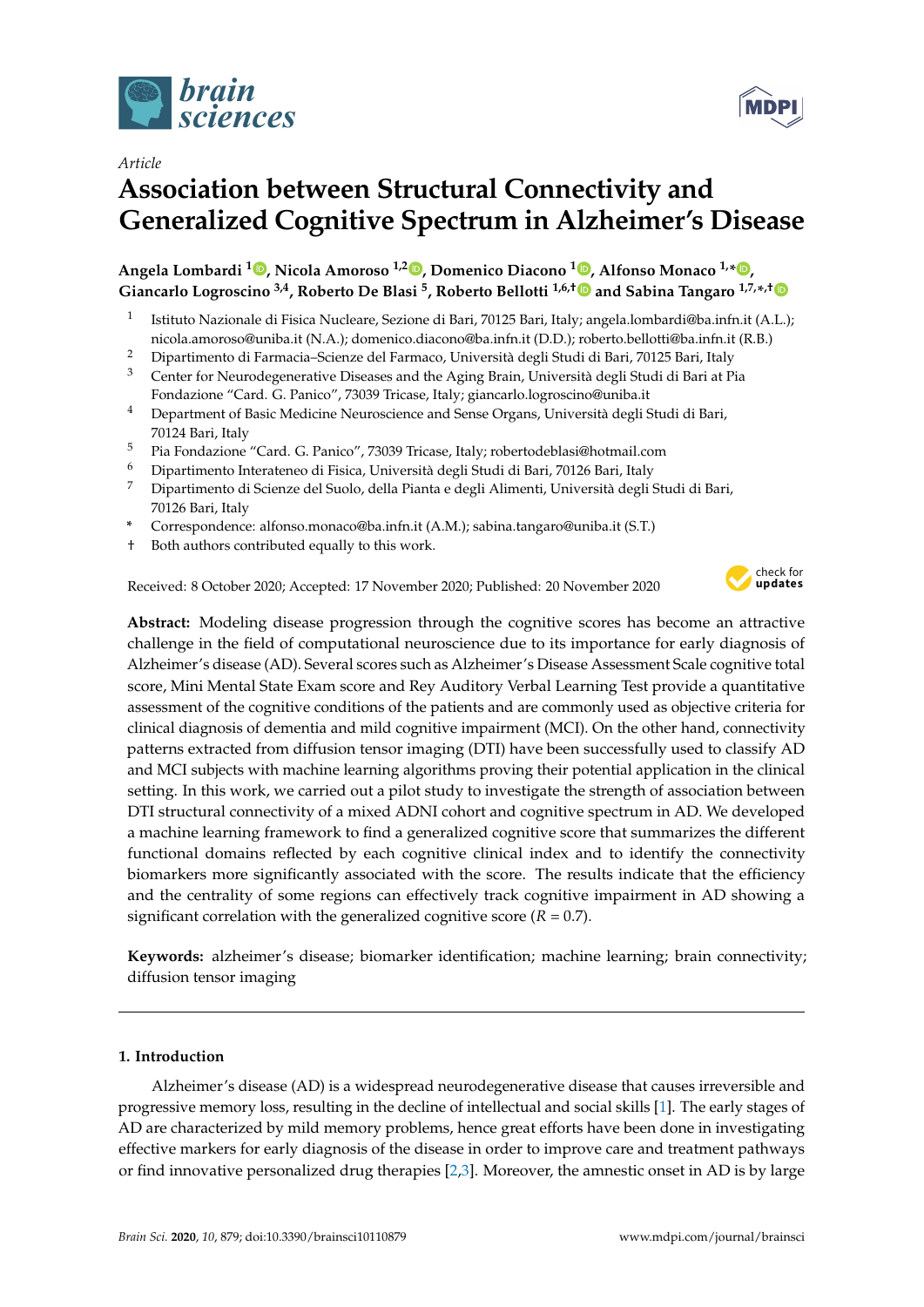Article

# Association between Structural Connectivity and Generalized Cognitive Spectrum in Alzheimer's Disease

**Angela Lombardi [1], Nicola Amoroso [1,2], Domenico Diacono [1], Alfonso Monaco [1,*], Giancarlo Logroscino [3,4], Roberto De Blasi [5], Roberto Bellotti [1,6,†] and Sabina Tangaro [1,7,*,†]**

1 Istituto Nazionale di Fisica Nucleare, Sezione di Bari, 70125 Bari, Italy; angela.lombardi@ba.infn.it (A.L.); nicola.amoroso@uniba.it (N.A.); domenico.diacono@ba.infn.it (D.D.); roberto.bellotti@ba.infn.it (R.B.)
2 Dipartimento di Farmacia–Scienze del Farmaco, Università degli Studi di Bari, 70125 Bari, Italy
3 Center for Neurodegenerative Diseases and the Aging Brain, Università degli Studi di Bari at Pia Fondazione "Card. G. Panico", 73039 Tricase, Italy; giancarlo.logroscino@uniba.it
4 Department of Basic Medicine Neuroscience and Sense Organs, Università degli Studi di Bari, 70124 Bari, Italy
5 Pia Fondazione "Card. G. Panico", 73039 Tricase, Italy; robertodeblasi@hotmail.com
6 Dipartimento Interateneo di Fisica, Università degli Studi di Bari, 70126 Bari, Italy
7 Dipartimento di Scienze del Suolo, della Pianta e degli Alimenti, Università degli Studi di Bari, 70126 Bari, Italy
* Correspondence: alfonso.monaco@ba.infn.it (A.M.); sabina.tangaro@uniba.it (S.T.)
† Both authors contributed equally to this work.

Received: 8 October 2020; Accepted: 17 November 2020; Published: 20 November 2020

**Abstract:** Modeling disease progression through the cognitive scores has become an attractive challenge in the field of computational neuroscience due to its importance for early diagnosis of Alzheimer's disease (AD). Several scores such as Alzheimer's Disease Assessment Scale cognitive total score, Mini Mental State Exam score and Rey Auditory Verbal Learning Test provide a quantitative assessment of the cognitive conditions of the patients and are commonly used as objective criteria for clinical diagnosis of dementia and mild cognitive impairment (MCI). On the other hand, connectivity patterns extracted from diffusion tensor imaging (DTI) have been successfully used to classify AD and MCI subjects with machine learning algorithms proving their potential application in the clinical setting. In this work, we carried out a pilot study to investigate the strength of association between DTI structural connectivity of a mixed ADNI cohort and cognitive spectrum in AD. We developed a machine learning framework to find a generalized cognitive score that summarizes the different functional domains reflected by each cognitive clinical index and to identify the connectivity biomarkers more significantly associated with the score. The results indicate that the efficiency and the centrality of some regions can effectively track cognitive impairment in AD showing a significant correlation with the generalized cognitive score ($R = 0.7$).

**Keywords:** alzheimer's disease; biomarker identification; machine learning; brain connectivity; diffusion tensor imaging

## 1. Introduction

Alzheimer's disease (AD) is a widespread neurodegenerative disease that causes irreversible and progressive memory loss, resulting in the decline of intellectual and social skills [1]. The early stages of AD are characterized by mild memory problems, hence great efforts have been done in investigating effective markers for early diagnosis of the disease in order to improve care and treatment pathways or find innovative personalized drug therapies [2,3]. Moreover, the amnestic onset in AD is by large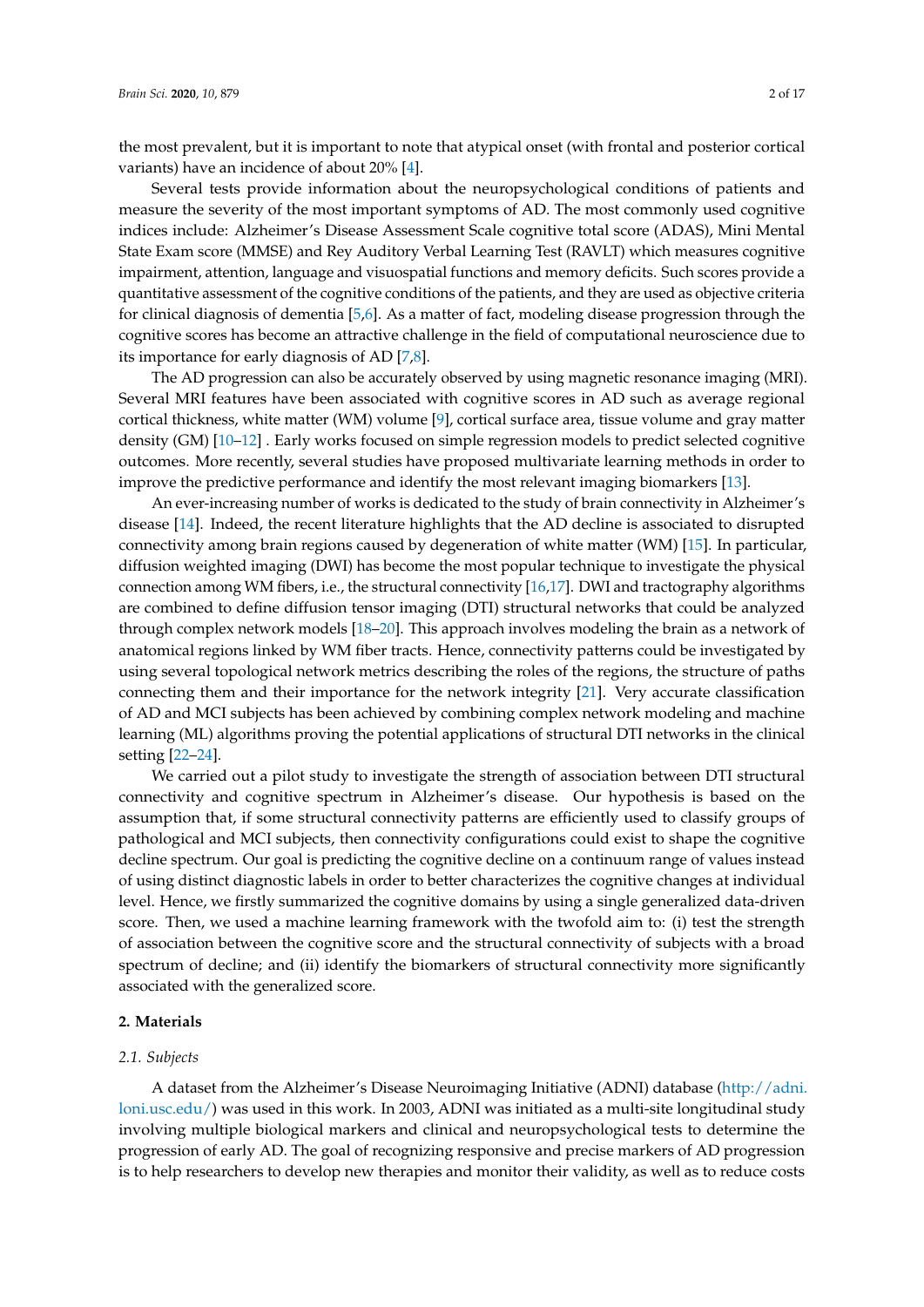the most prevalent, but it is important to note that atypical onset (with frontal and posterior cortical variants) have an incidence of about 20% [4].

Several tests provide information about the neuropsychological conditions of patients and measure the severity of the most important symptoms of AD. The most commonly used cognitive indices include: Alzheimer's Disease Assessment Scale cognitive total score (ADAS), Mini Mental State Exam score (MMSE) and Rey Auditory Verbal Learning Test (RAVLT) which measures cognitive impairment, attention, language and visuospatial functions and memory deficits. Such scores provide a quantitative assessment of the cognitive conditions of the patients, and they are used as objective criteria for clinical diagnosis of dementia [5,6]. As a matter of fact, modeling disease progression through the cognitive scores has become an attractive challenge in the field of computational neuroscience due to its importance for early diagnosis of AD [7,8].

The AD progression can also be accurately observed by using magnetic resonance imaging (MRI). Several MRI features have been associated with cognitive scores in AD such as average regional cortical thickness, white matter (WM) volume [9], cortical surface area, tissue volume and gray matter density (GM) [10–12] . Early works focused on simple regression models to predict selected cognitive outcomes. More recently, several studies have proposed multivariate learning methods in order to improve the predictive performance and identify the most relevant imaging biomarkers [13].

An ever-increasing number of works is dedicated to the study of brain connectivity in Alzheimer's disease [14]. Indeed, the recent literature highlights that the AD decline is associated to disrupted connectivity among brain regions caused by degeneration of white matter (WM) [15]. In particular, diffusion weighted imaging (DWI) has become the most popular technique to investigate the physical connection among WM fibers, i.e., the structural connectivity [16,17]. DWI and tractography algorithms are combined to define diffusion tensor imaging (DTI) structural networks that could be analyzed through complex network models [18–20]. This approach involves modeling the brain as a network of anatomical regions linked by WM fiber tracts. Hence, connectivity patterns could be investigated by using several topological network metrics describing the roles of the regions, the structure of paths connecting them and their importance for the network integrity [21]. Very accurate classification of AD and MCI subjects has been achieved by combining complex network modeling and machine learning (ML) algorithms proving the potential applications of structural DTI networks in the clinical setting [22–24].

We carried out a pilot study to investigate the strength of association between DTI structural connectivity and cognitive spectrum in Alzheimer's disease. Our hypothesis is based on the assumption that, if some structural connectivity patterns are efficiently used to classify groups of pathological and MCI subjects, then connectivity configurations could exist to shape the cognitive decline spectrum. Our goal is predicting the cognitive decline on a continuum range of values instead of using distinct diagnostic labels in order to better characterizes the cognitive changes at individual level. Hence, we firstly summarized the cognitive domains by using a single generalized data-driven score. Then, we used a machine learning framework with the twofold aim to: (i) test the strength of association between the cognitive score and the structural connectivity of subjects with a broad spectrum of decline; and (ii) identify the biomarkers of structural connectivity more significantly associated with the generalized score.

## 2. Materials

### *2.1. Subjects*

A dataset from the Alzheimer's Disease Neuroimaging Initiative (ADNI) database (http://adni.loni.usc.edu/) was used in this work. In 2003, ADNI was initiated as a multi-site longitudinal study involving multiple biological markers and clinical and neuropsychological tests to determine the progression of early AD. The goal of recognizing responsive and precise markers of AD progression is to help researchers to develop new therapies and monitor their validity, as well as to reduce costs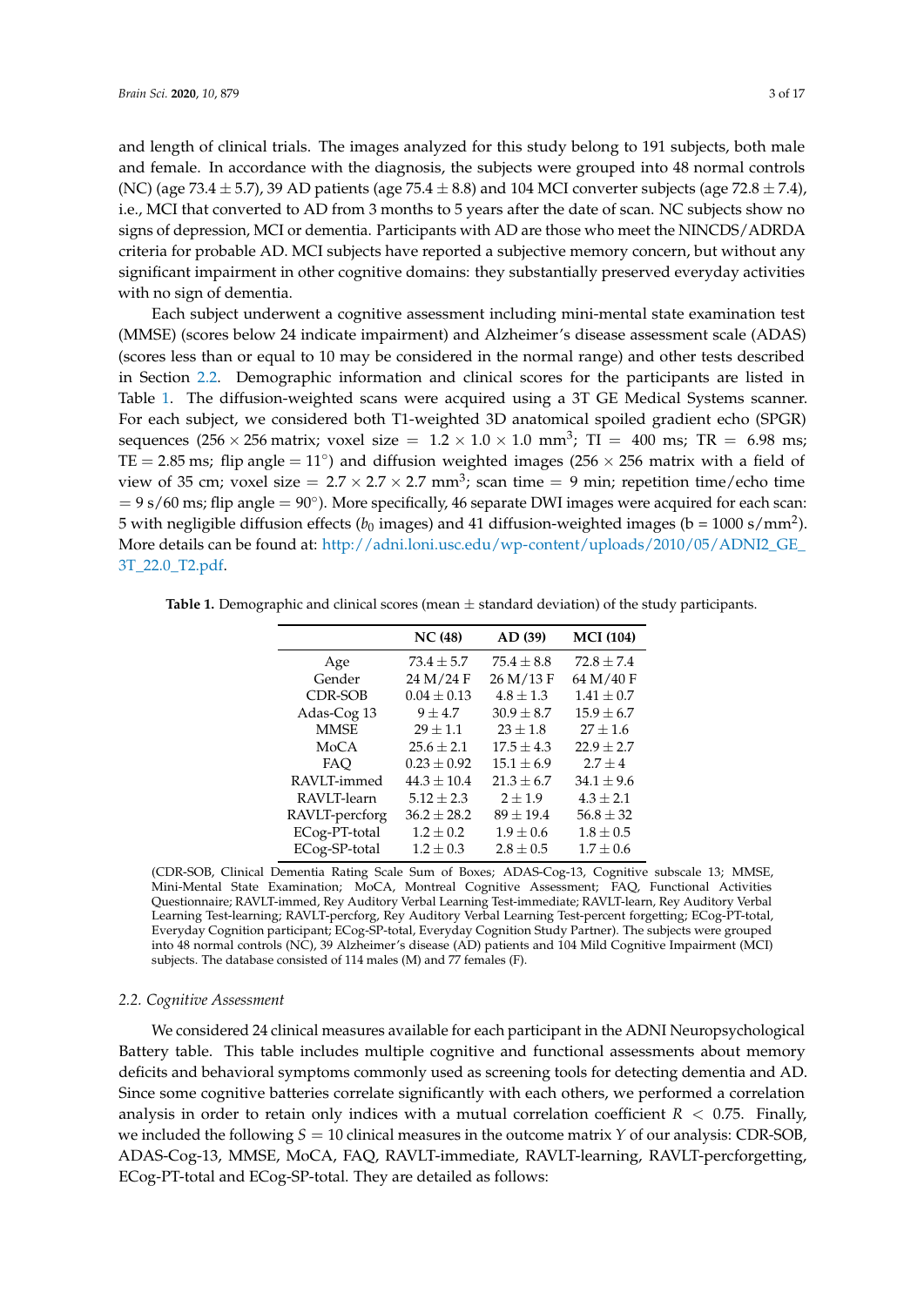and length of clinical trials. The images analyzed for this study belong to 191 subjects, both male and female. In accordance with the diagnosis, the subjects were grouped into 48 normal controls (NC) (age $73.4 \pm 5.7$), 39 AD patients (age $75.4 \pm 8.8$) and 104 MCI converter subjects (age $72.8 \pm 7.4$), i.e., MCI that converted to AD from 3 months to 5 years after the date of scan. NC subjects show no signs of depression, MCI or dementia. Participants with AD are those who meet the NINCDS/ADRDA criteria for probable AD. MCI subjects have reported a subjective memory concern, but without any significant impairment in other cognitive domains: they substantially preserved everyday activities with no sign of dementia.

Each subject underwent a cognitive assessment including mini-mental state examination test (MMSE) (scores below 24 indicate impairment) and Alzheimer's disease assessment scale (ADAS) (scores less than or equal to 10 may be considered in the normal range) and other tests described in Section 2.2. Demographic information and clinical scores for the participants are listed in Table 1. The diffusion-weighted scans were acquired using a 3T GE Medical Systems scanner. For each subject, we considered both T1-weighted 3D anatomical spoiled gradient echo (SPGR) sequences ($256 \times 256$ matrix; voxel size $= 1.2 \times 1.0 \times 1.0$ mm$^3$; TI $=$ 400 ms; TR $=$ 6.98 ms; TE $=$ 2.85 ms; flip angle $= 11^\circ$) and diffusion weighted images ($256 \times 256$ matrix with a field of view of 35 cm; voxel size $= 2.7 \times 2.7 \times 2.7$ mm$^3$; scan time $=$ 9 min; repetition time/echo time $=$ 9 s/60 ms; flip angle $= 90^\circ$). More specifically, 46 separate DWI images were acquired for each scan: 5 with negligible diffusion effects ($b_0$ images) and 41 diffusion-weighted images (b = 1000 s/mm$^2$). More details can be found at: http://adni.loni.usc.edu/wp-content/uploads/2010/05/ADNI2_GE_3T_22.0_T2.pdf.

**Table 1.** Demographic and clinical scores (mean $\pm$ standard deviation) of the study participants.

| | NC (48) | AD (39) | MCI (104) |
|---|---|---|---|
| Age | $73.4 \pm 5.7$ | $75.4 \pm 8.8$ | $72.8 \pm 7.4$ |
| Gender | 24 M/24 F | 26 M/13 F | 64 M/40 F |
| CDR-SOB | $0.04 \pm 0.13$ | $4.8 \pm 1.3$ | $1.41 \pm 0.7$ |
| Adas-Cog 13 | $9 \pm 4.7$ | $30.9 \pm 8.7$ | $15.9 \pm 6.7$ |
| MMSE | $29 \pm 1.1$ | $23 \pm 1.8$ | $27 \pm 1.6$ |
| MoCA | $25.6 \pm 2.1$ | $17.5 \pm 4.3$ | $22.9 \pm 2.7$ |
| FAQ | $0.23 \pm 0.92$ | $15.1 \pm 6.9$ | $2.7 \pm 4$ |
| RAVLT-immed | $44.3 \pm 10.4$ | $21.3 \pm 6.7$ | $34.1 \pm 9.6$ |
| RAVLT-learn | $5.12 \pm 2.3$ | $2 \pm 1.9$ | $4.3 \pm 2.1$ |
| RAVLT-percforg | $36.2 \pm 28.2$ | $89 \pm 19.4$ | $56.8 \pm 32$ |
| ECog-PT-total | $1.2 \pm 0.2$ | $1.9 \pm 0.6$ | $1.8 \pm 0.5$ |
| ECog-SP-total | $1.2 \pm 0.3$ | $2.8 \pm 0.5$ | $1.7 \pm 0.6$ |

(CDR-SOB, Clinical Dementia Rating Scale Sum of Boxes; ADAS-Cog-13, Cognitive subscale 13; MMSE, Mini-Mental State Examination; MoCA, Montreal Cognitive Assessment; FAQ, Functional Activities Questionnaire; RAVLT-immed, Rey Auditory Verbal Learning Test-immediate; RAVLT-learn, Rey Auditory Verbal Learning Test-learning; RAVLT-percforg, Rey Auditory Verbal Learning Test-percent forgetting; ECog-PT-total, Everyday Cognition participant; ECog-SP-total, Everyday Cognition Study Partner). The subjects were grouped into 48 normal controls (NC), 39 Alzheimer's disease (AD) patients and 104 Mild Cognitive Impairment (MCI) subjects. The database consisted of 114 males (M) and 77 females (F).

### *2.2. Cognitive Assessment*

We considered 24 clinical measures available for each participant in the ADNI Neuropsychological Battery table. This table includes multiple cognitive and functional assessments about memory deficits and behavioral symptoms commonly used as screening tools for detecting dementia and AD. Since some cognitive batteries correlate significantly with each others, we performed a correlation analysis in order to retain only indices with a mutual correlation coefficient $R < 0.75$. Finally, we included the following $S = 10$ clinical measures in the outcome matrix $Y$ of our analysis: CDR-SOB, ADAS-Cog-13, MMSE, MoCA, FAQ, RAVLT-immediate, RAVLT-learning, RAVLT-percforgetting, ECog-PT-total and ECog-SP-total. They are detailed as follows: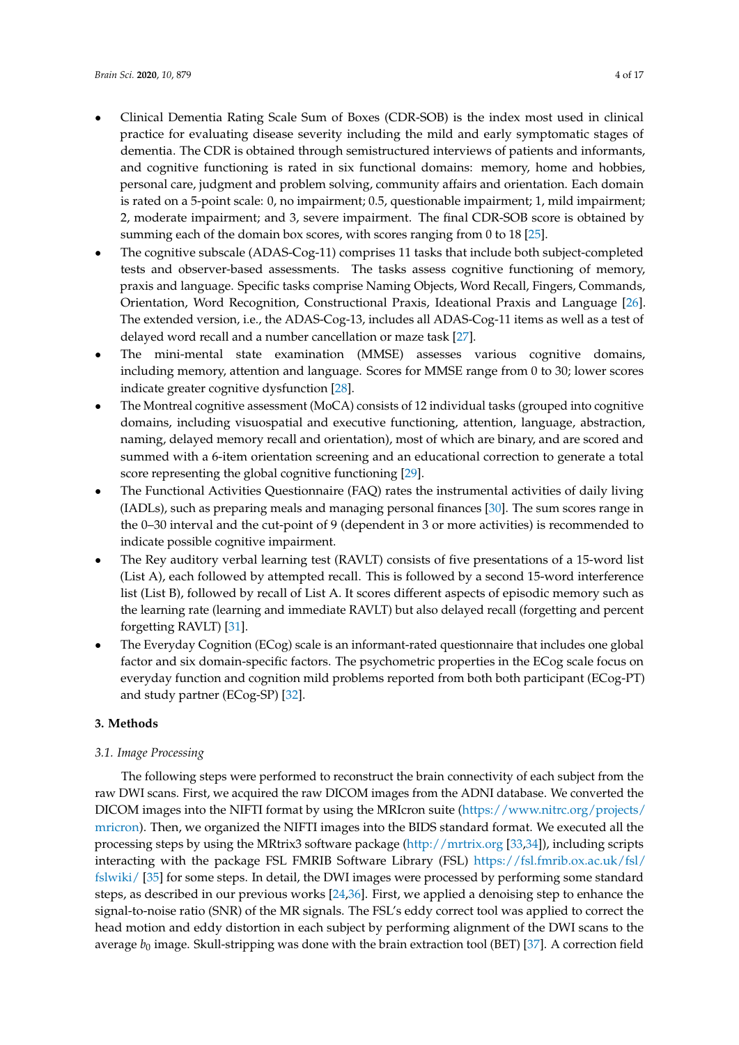- Clinical Dementia Rating Scale Sum of Boxes (CDR-SOB) is the index most used in clinical practice for evaluating disease severity including the mild and early symptomatic stages of dementia. The CDR is obtained through semistructured interviews of patients and informants, and cognitive functioning is rated in six functional domains: memory, home and hobbies, personal care, judgment and problem solving, community affairs and orientation. Each domain is rated on a 5-point scale: 0, no impairment; 0.5, questionable impairment; 1, mild impairment; 2, moderate impairment; and 3, severe impairment. The final CDR-SOB score is obtained by summing each of the domain box scores, with scores ranging from 0 to 18 [25].
- The cognitive subscale (ADAS-Cog-11) comprises 11 tasks that include both subject-completed tests and observer-based assessments. The tasks assess cognitive functioning of memory, praxis and language. Specific tasks comprise Naming Objects, Word Recall, Fingers, Commands, Orientation, Word Recognition, Constructional Praxis, Ideational Praxis and Language [26]. The extended version, i.e., the ADAS-Cog-13, includes all ADAS-Cog-11 items as well as a test of delayed word recall and a number cancellation or maze task [27].
- The mini-mental state examination (MMSE) assesses various cognitive domains, including memory, attention and language. Scores for MMSE range from 0 to 30; lower scores indicate greater cognitive dysfunction [28].
- The Montreal cognitive assessment (MoCA) consists of 12 individual tasks (grouped into cognitive domains, including visuospatial and executive functioning, attention, language, abstraction, naming, delayed memory recall and orientation), most of which are binary, and are scored and summed with a 6-item orientation screening and an educational correction to generate a total score representing the global cognitive functioning [29].
- The Functional Activities Questionnaire (FAQ) rates the instrumental activities of daily living (IADLs), such as preparing meals and managing personal finances [30]. The sum scores range in the 0–30 interval and the cut-point of 9 (dependent in 3 or more activities) is recommended to indicate possible cognitive impairment.
- The Rey auditory verbal learning test (RAVLT) consists of five presentations of a 15-word list (List A), each followed by attempted recall. This is followed by a second 15-word interference list (List B), followed by recall of List A. It scores different aspects of episodic memory such as the learning rate (learning and immediate RAVLT) but also delayed recall (forgetting and percent forgetting RAVLT) [31].
- The Everyday Cognition (ECog) scale is an informant-rated questionnaire that includes one global factor and six domain-specific factors. The psychometric properties in the ECog scale focus on everyday function and cognition mild problems reported from both both participant (ECog-PT) and study partner (ECog-SP) [32].

## 3. Methods

### 3.1. Image Processing

The following steps were performed to reconstruct the brain connectivity of each subject from the raw DWI scans. First, we acquired the raw DICOM images from the ADNI database. We converted the DICOM images into the NIFTI format by using the MRIcron suite (https://www.nitrc.org/projects/mricron). Then, we organized the NIFTI images into the BIDS standard format. We executed all the processing steps by using the MRtrix3 software package (http://mrtrix.org [33,34]), including scripts interacting with the package FSL FMRIB Software Library (FSL) https://fsl.fmrib.ox.ac.uk/fsl/fslwiki/ [35] for some steps. In detail, the DWI images were processed by performing some standard steps, as described in our previous works [24,36]. First, we applied a denoising step to enhance the signal-to-noise ratio (SNR) of the MR signals. The FSL's eddy correct tool was applied to correct the head motion and eddy distortion in each subject by performing alignment of the DWI scans to the average $b_0$ image. Skull-stripping was done with the brain extraction tool (BET) [37]. A correction field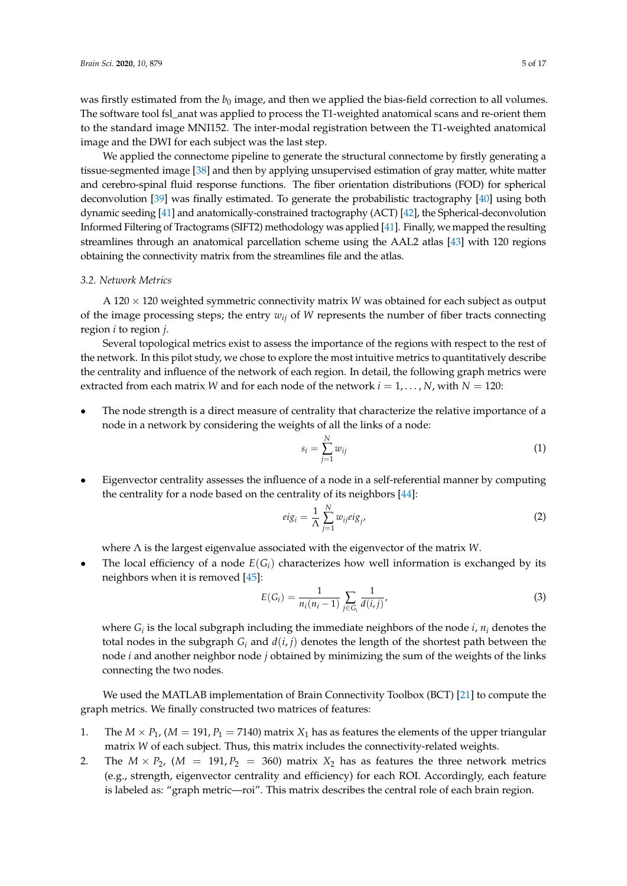was firstly estimated from the $b_0$ image, and then we applied the bias-field correction to all volumes. The software tool fsl_anat was applied to process the T1-weighted anatomical scans and re-orient them to the standard image MNI152. The inter-modal registration between the T1-weighted anatomical image and the DWI for each subject was the last step.

We applied the connectome pipeline to generate the structural connectome by firstly generating a tissue-segmented image [38] and then by applying unsupervised estimation of gray matter, white matter and cerebro-spinal fluid response functions. The fiber orientation distributions (FOD) for spherical deconvolution [39] was finally estimated. To generate the probabilistic tractography [40] using both dynamic seeding [41] and anatomically-constrained tractography (ACT) [42], the Spherical-deconvolution Informed Filtering of Tractograms (SIFT2) methodology was applied [41]. Finally, we mapped the resulting streamlines through an anatomical parcellation scheme using the AAL2 atlas [43] with 120 regions obtaining the connectivity matrix from the streamlines file and the atlas.

### *3.2. Network Metrics*

A $120 \times 120$ weighted symmetric connectivity matrix $W$ was obtained for each subject as output of the image processing steps; the entry $w_{ij}$ of $W$ represents the number of fiber tracts connecting region $i$ to region $j$.

Several topological metrics exist to assess the importance of the regions with respect to the rest of the network. In this pilot study, we chose to explore the most intuitive metrics to quantitatively describe the centrality and influence of the network of each region. In detail, the following graph metrics were extracted from each matrix $W$ and for each node of the network $i = 1, \ldots, N$, with $N = 120$:

- The node strength is a direct measure of centrality that characterize the relative importance of a node in a network by considering the weights of all the links of a node:

$$s_i = \sum_{j=1}^{N} w_{ij} \tag{1}$$

- Eigenvector centrality assesses the influence of a node in a self-referential manner by computing the centrality for a node based on the centrality of its neighbors [44]:

$$eig_i = \frac{1}{\Lambda} \sum_{j=1}^{N} w_{ij} eig_j, \tag{2}$$

  where $\Lambda$ is the largest eigenvalue associated with the eigenvector of the matrix $W$.

- The local efficiency of a node $E(G_i)$ characterizes how well information is exchanged by its neighbors when it is removed [45]:

$$E(G_i) = \frac{1}{n_i(n_i - 1)} \sum_{j \in G_i} \frac{1}{d(i,j)}, \tag{3}$$

  where $G_i$ is the local subgraph including the immediate neighbors of the node $i$, $n_i$ denotes the total nodes in the subgraph $G_i$ and $d(i,j)$ denotes the length of the shortest path between the node $i$ and another neighbor node $j$ obtained by minimizing the sum of the weights of the links connecting the two nodes.

We used the MATLAB implementation of Brain Connectivity Toolbox (BCT) [21] to compute the graph metrics. We finally constructed two matrices of features:

1. The $M \times P_1$, $(M = 191, P_1 = 7140)$ matrix $X_1$ has as features the elements of the upper triangular matrix $W$ of each subject. Thus, this matrix includes the connectivity-related weights.
2. The $M \times P_2$, $(M = 191, P_2 = 360)$ matrix $X_2$ has as features the three network metrics (e.g., strength, eigenvector centrality and efficiency) for each ROI. Accordingly, each feature is labeled as: "graph metric—roi". This matrix describes the central role of each brain region.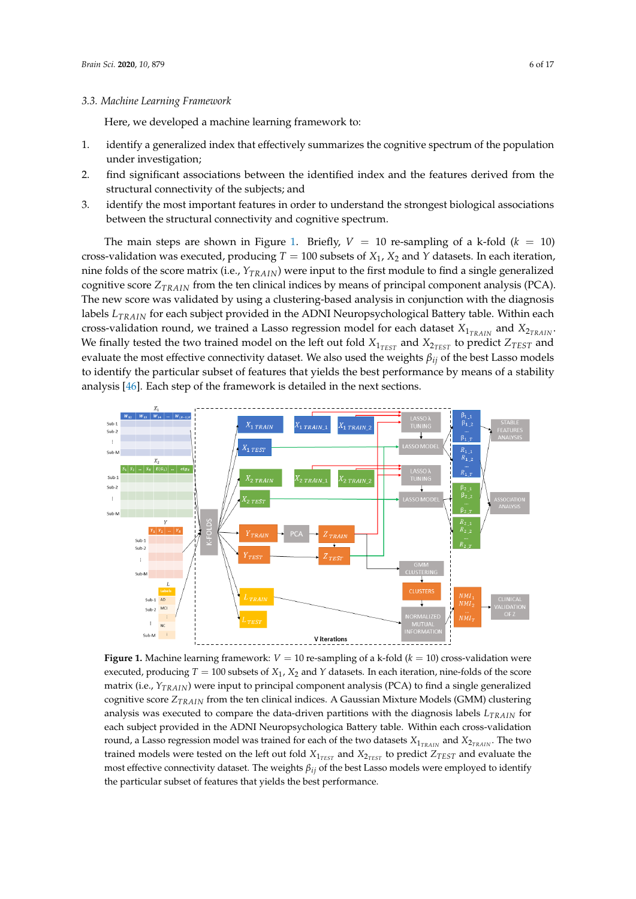### 3.3. Machine Learning Framework

Here, we developed a machine learning framework to:

1. identify a generalized index that effectively summarizes the cognitive spectrum of the population under investigation;
2. find significant associations between the identified index and the features derived from the structural connectivity of the subjects; and
3. identify the most important features in order to understand the strongest biological associations between the structural connectivity and cognitive spectrum.

The main steps are shown in Figure 1. Briefly, $V = 10$ re-sampling of a k-fold ($k = 10$) cross-validation was executed, producing $T = 100$ subsets of $X_1$, $X_2$ and $Y$ datasets. In each iteration, nine folds of the score matrix (i.e., $Y_{TRAIN}$) were input to the first module to find a single generalized cognitive score $Z_{TRAIN}$ from the ten clinical indices by means of principal component analysis (PCA). The new score was validated by using a clustering-based analysis in conjunction with the diagnosis labels $L_{TRAIN}$ for each subject provided in the ADNI Neuropsychological Battery table. Within each cross-validation round, we trained a Lasso regression model for each dataset $X_{1_{TRAIN}}$ and $X_{2_{TRAIN}}$. We finally tested the two trained model on the left out fold $X_{1_{TEST}}$ and $X_{2_{TEST}}$ to predict $Z_{TEST}$ and evaluate the most effective connectivity dataset. We also used the weights $\beta_{ij}$ of the best Lasso models to identify the particular subset of features that yields the best performance by means of a stability analysis [46]. Each step of the framework is detailed in the next sections.

**Figure 1.** Machine learning framework: $V = 10$ re-sampling of a k-fold ($k = 10$) cross-validation were executed, producing $T = 100$ subsets of $X_1$, $X_2$ and $Y$ datasets. In each iteration, nine-folds of the score matrix (i.e., $Y_{TRAIN}$) were input to principal component analysis (PCA) to find a single generalized cognitive score $Z_{TRAIN}$ from the ten clinical indices. A Gaussian Mixture Models (GMM) clustering analysis was executed to compare the data-driven partitions with the diagnosis labels $L_{TRAIN}$ for each subject provided in the ADNI Neuropsychologica Battery table. Within each cross-validation round, a Lasso regression model was trained for each of the two datasets $X_{1_{TRAIN}}$ and $X_{2_{TRAIN}}$. The two trained models were tested on the left out fold $X_{1_{TEST}}$ and $X_{2_{TEST}}$ to predict $Z_{TEST}$ and evaluate the most effective connectivity dataset. The weights $\beta_{ij}$ of the best Lasso models were employed to identify the particular subset of features that yields the best performance.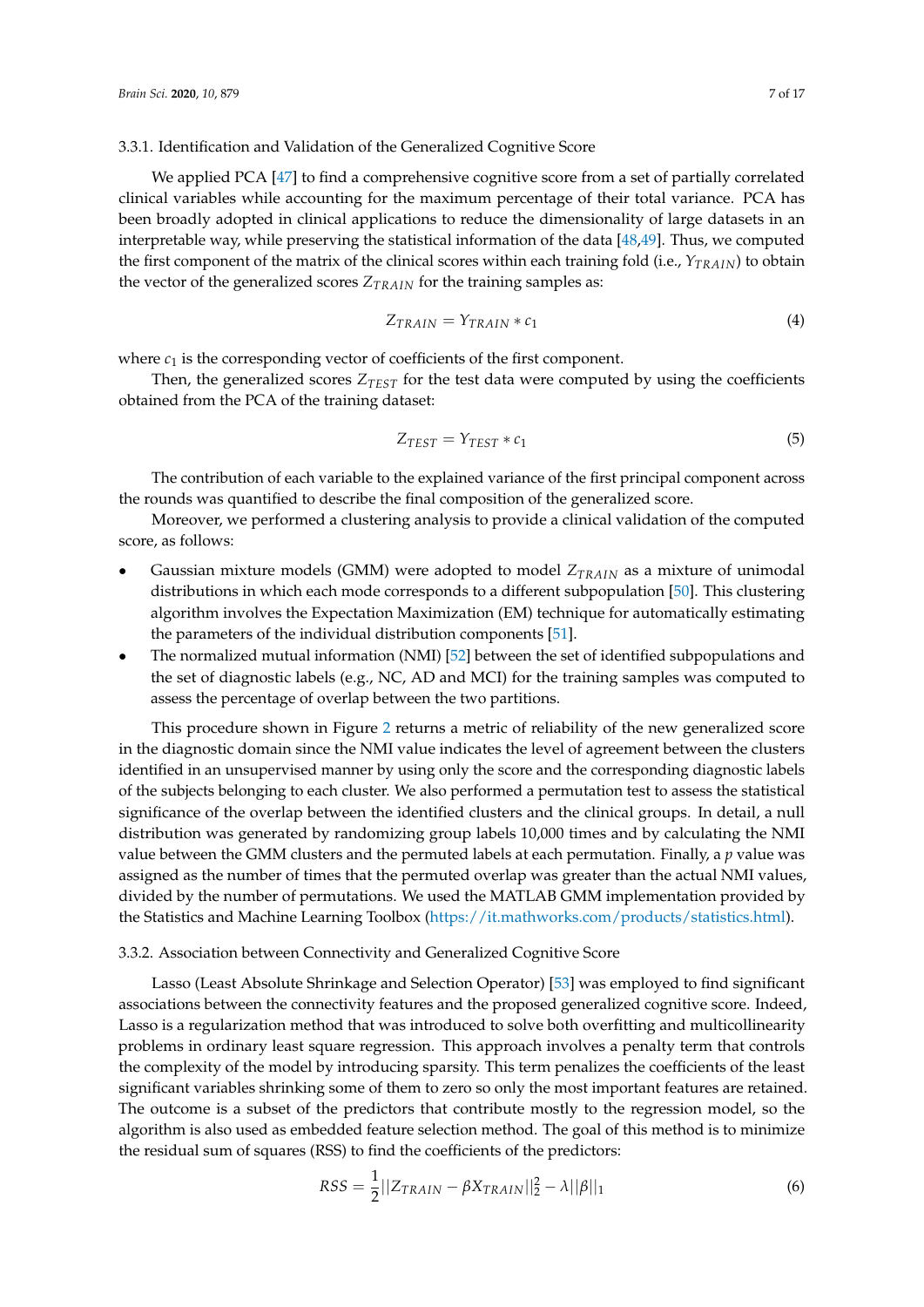#### 3.3.1. Identification and Validation of the Generalized Cognitive Score

We applied PCA [47] to find a comprehensive cognitive score from a set of partially correlated clinical variables while accounting for the maximum percentage of their total variance. PCA has been broadly adopted in clinical applications to reduce the dimensionality of large datasets in an interpretable way, while preserving the statistical information of the data [48,49]. Thus, we computed the first component of the matrix of the clinical scores within each training fold (i.e., $Y_{TRAIN}$) to obtain the vector of the generalized scores $Z_{TRAIN}$ for the training samples as:

$$Z_{TRAIN} = Y_{TRAIN} * c_1 \tag{4}$$

where $c_1$ is the corresponding vector of coefficients of the first component.

Then, the generalized scores $Z_{TEST}$ for the test data were computed by using the coefficients obtained from the PCA of the training dataset:

$$Z_{TEST} = Y_{TEST} * c_1 \tag{5}$$

The contribution of each variable to the explained variance of the first principal component across the rounds was quantified to describe the final composition of the generalized score.

Moreover, we performed a clustering analysis to provide a clinical validation of the computed score, as follows:

- Gaussian mixture models (GMM) were adopted to model $Z_{TRAIN}$ as a mixture of unimodal distributions in which each mode corresponds to a different subpopulation [50]. This clustering algorithm involves the Expectation Maximization (EM) technique for automatically estimating the parameters of the individual distribution components [51].
- The normalized mutual information (NMI) [52] between the set of identified subpopulations and the set of diagnostic labels (e.g., NC, AD and MCI) for the training samples was computed to assess the percentage of overlap between the two partitions.

This procedure shown in Figure 2 returns a metric of reliability of the new generalized score in the diagnostic domain since the NMI value indicates the level of agreement between the clusters identified in an unsupervised manner by using only the score and the corresponding diagnostic labels of the subjects belonging to each cluster. We also performed a permutation test to assess the statistical significance of the overlap between the identified clusters and the clinical groups. In detail, a null distribution was generated by randomizing group labels 10,000 times and by calculating the NMI value between the GMM clusters and the permuted labels at each permutation. Finally, a $p$ value was assigned as the number of times that the permuted overlap was greater than the actual NMI values, divided by the number of permutations. We used the MATLAB GMM implementation provided by the Statistics and Machine Learning Toolbox (https://it.mathworks.com/products/statistics.html).

#### 3.3.2. Association between Connectivity and Generalized Cognitive Score

Lasso (Least Absolute Shrinkage and Selection Operator) [53] was employed to find significant associations between the connectivity features and the proposed generalized cognitive score. Indeed, Lasso is a regularization method that was introduced to solve both overfitting and multicollinearity problems in ordinary least square regression. This approach involves a penalty term that controls the complexity of the model by introducing sparsity. This term penalizes the coefficients of the least significant variables shrinking some of them to zero so only the most important features are retained. The outcome is a subset of the predictors that contribute mostly to the regression model, so the algorithm is also used as embedded feature selection method. The goal of this method is to minimize the residual sum of squares (RSS) to find the coefficients of the predictors:

$$RSS = \frac{1}{2}||Z_{TRAIN} - \beta X_{TRAIN}||_2^2 - \lambda||\beta||_1 \tag{6}$$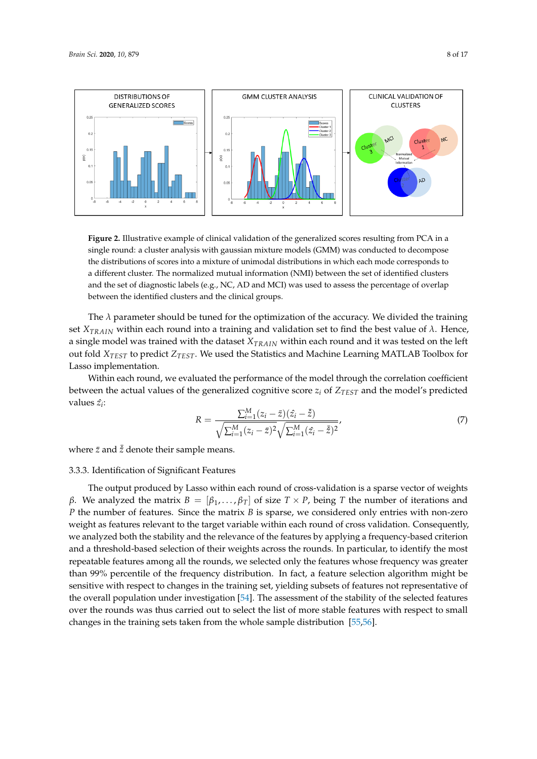**Figure 2.** Illustrative example of clinical validation of the generalized scores resulting from PCA in a single round: a cluster analysis with gaussian mixture models (GMM) was conducted to decompose the distributions of scores into a mixture of unimodal distributions in which each mode corresponds to a different cluster. The normalized mutual information (NMI) between the set of identified clusters and the set of diagnostic labels (e.g., NC, AD and MCI) was used to assess the percentage of overlap between the identified clusters and the clinical groups.

The $\lambda$ parameter should be tuned for the optimization of the accuracy. We divided the training set $X_{TRAIN}$ within each round into a training and validation set to find the best value of $\lambda$. Hence, a single model was trained with the dataset $X_{TRAIN}$ within each round and it was tested on the left out fold $X_{TEST}$ to predict $Z_{TEST}$. We used the Statistics and Machine Learning MATLAB Toolbox for Lasso implementation.

Within each round, we evaluated the performance of the model through the correlation coefficient between the actual values of the generalized cognitive score $z_i$ of $Z_{TEST}$ and the model's predicted values $\hat{z}_i$:

$$R = \frac{\sum_{i=1}^{M}(z_i - \bar{z})(\hat{z}_i - \bar{\hat{z}})}{\sqrt{\sum_{i=1}^{M}(z_i - \bar{z})^2}\sqrt{\sum_{i=1}^{M}(\hat{z}_i - \bar{\hat{z}})^2}}, \tag{7}$$

where $\bar{z}$ and $\bar{\hat{z}}$ denote their sample means.

### 3.3.3. Identification of Significant Features

The output produced by Lasso within each round of cross-validation is a sparse vector of weights $\beta$. We analyzed the matrix $B = [\beta_1, \ldots, \beta_T]$ of size $T \times P$, being $T$ the number of iterations and $P$ the number of features. Since the matrix $B$ is sparse, we considered only entries with non-zero weight as features relevant to the target variable within each round of cross validation. Consequently, we analyzed both the stability and the relevance of the features by applying a frequency-based criterion and a threshold-based selection of their weights across the rounds. In particular, to identify the most repeatable features among all the rounds, we selected only the features whose frequency was greater than 99% percentile of the frequency distribution. In fact, a feature selection algorithm might be sensitive with respect to changes in the training set, yielding subsets of features not representative of the overall population under investigation [54]. The assessment of the stability of the selected features over the rounds was thus carried out to select the list of more stable features with respect to small changes in the training sets taken from the whole sample distribution [55,56].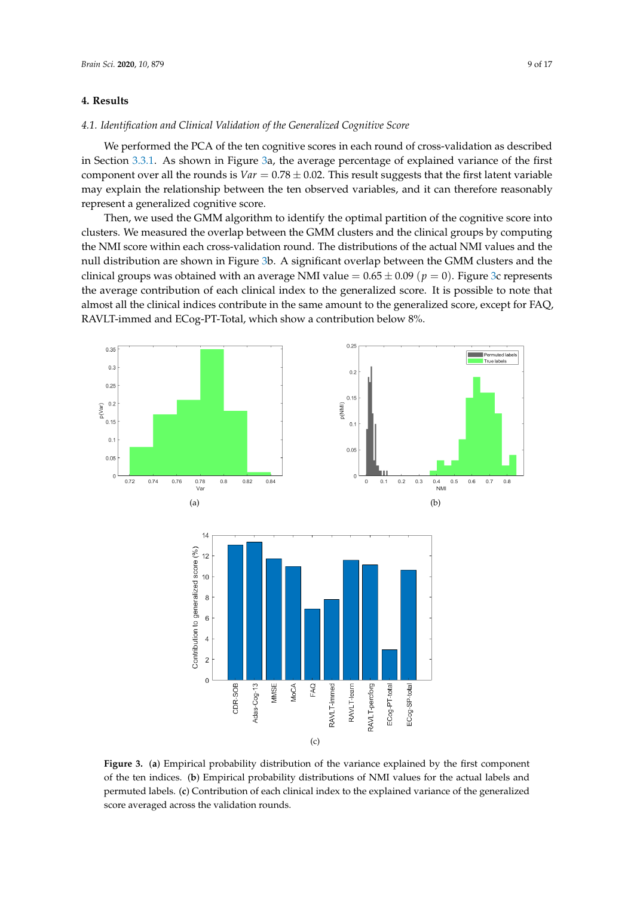## 4. Results

### 4.1. Identification and Clinical Validation of the Generalized Cognitive Score

We performed the PCA of the ten cognitive scores in each round of cross-validation as described in Section 3.3.1. As shown in Figure 3a, the average percentage of explained variance of the first component over all the rounds is $Var = 0.78 \pm 0.02$. This result suggests that the first latent variable may explain the relationship between the ten observed variables, and it can therefore reasonably represent a generalized cognitive score.

Then, we used the GMM algorithm to identify the optimal partition of the cognitive score into clusters. We measured the overlap between the GMM clusters and the clinical groups by computing the NMI score within each cross-validation round. The distributions of the actual NMI values and the null distribution are shown in Figure 3b. A significant overlap between the GMM clusters and the clinical groups was obtained with an average NMI value $= 0.65 \pm 0.09$ ($p = 0$). Figure 3c represents the average contribution of each clinical index to the generalized score. It is possible to note that almost all the clinical indices contribute in the same amount to the generalized score, except for FAQ, RAVLT-immed and ECog-PT-Total, which show a contribution below 8%.

**Figure 3.** (**a**) Empirical probability distribution of the variance explained by the first component of the ten indices. (**b**) Empirical probability distributions of NMI values for the actual labels and permuted labels. (**c**) Contribution of each clinical index to the explained variance of the generalized score averaged across the validation rounds.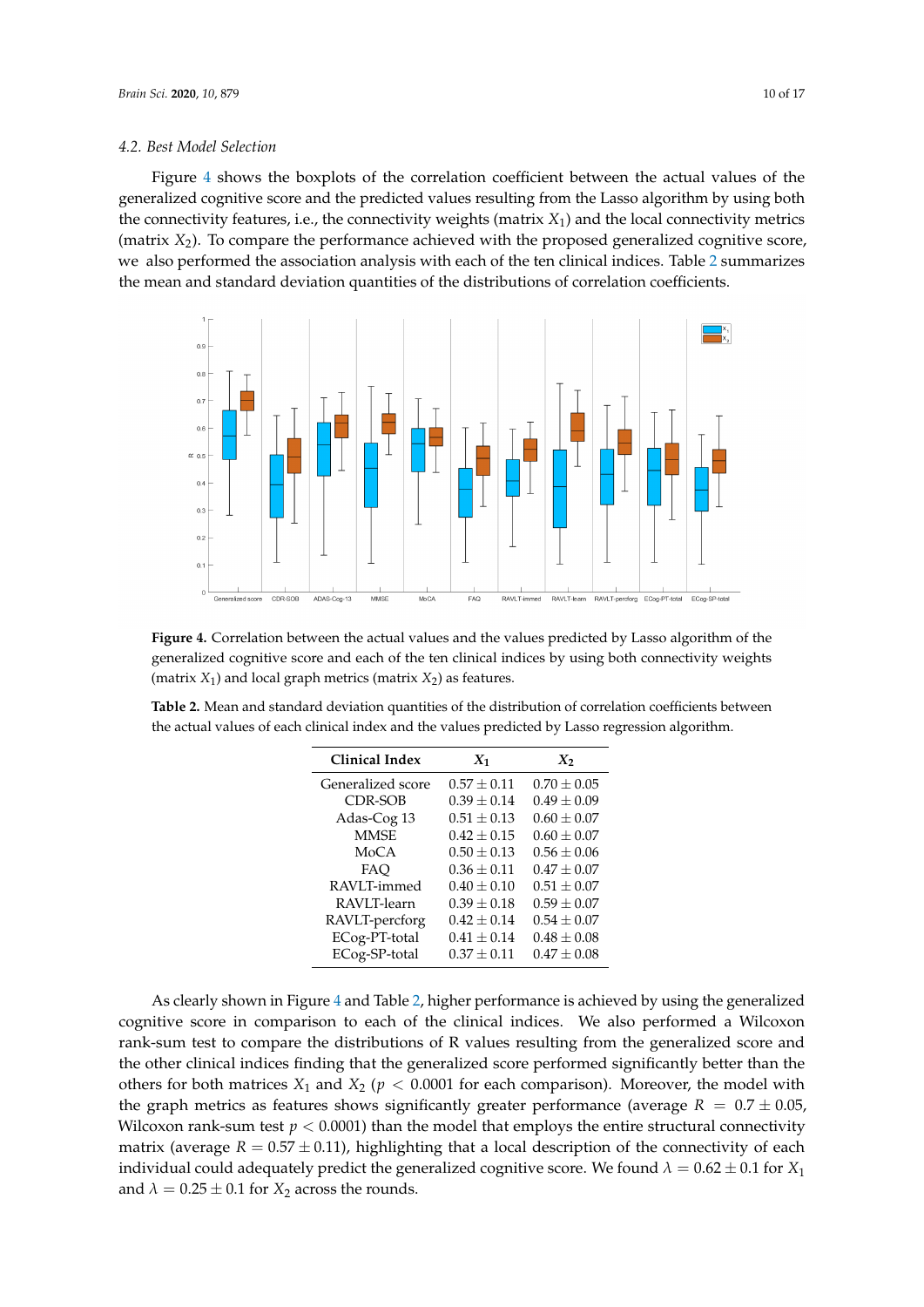### 4.2. Best Model Selection

Figure 4 shows the boxplots of the correlation coefficient between the actual values of the generalized cognitive score and the predicted values resulting from the Lasso algorithm by using both the connectivity features, i.e., the connectivity weights (matrix $X_1$) and the local connectivity metrics (matrix $X_2$). To compare the performance achieved with the proposed generalized cognitive score, we also performed the association analysis with each of the ten clinical indices. Table 2 summarizes the mean and standard deviation quantities of the distributions of correlation coefficients.

**Figure 4.** Correlation between the actual values and the values predicted by Lasso algorithm of the generalized cognitive score and each of the ten clinical indices by using both connectivity weights (matrix $X_1$) and local graph metrics (matrix $X_2$) as features.

**Table 2.** Mean and standard deviation quantities of the distribution of correlation coefficients between the actual values of each clinical index and the values predicted by Lasso regression algorithm.

| Clinical Index | $X_1$ | $X_2$ |
|---|---|---|
| Generalized score | $0.57 \pm 0.11$ | $0.70 \pm 0.05$ |
| CDR-SOB | $0.39 \pm 0.14$ | $0.49 \pm 0.09$ |
| Adas-Cog 13 | $0.51 \pm 0.13$ | $0.60 \pm 0.07$ |
| MMSE | $0.42 \pm 0.15$ | $0.60 \pm 0.07$ |
| MoCA | $0.50 \pm 0.13$ | $0.56 \pm 0.06$ |
| FAQ | $0.36 \pm 0.11$ | $0.47 \pm 0.07$ |
| RAVLT-immed | $0.40 \pm 0.10$ | $0.51 \pm 0.07$ |
| RAVLT-learn | $0.39 \pm 0.18$ | $0.59 \pm 0.07$ |
| RAVLT-percforg | $0.42 \pm 0.14$ | $0.54 \pm 0.07$ |
| ECog-PT-total | $0.41 \pm 0.14$ | $0.48 \pm 0.08$ |
| ECog-SP-total | $0.37 \pm 0.11$ | $0.47 \pm 0.08$ |

As clearly shown in Figure 4 and Table 2, higher performance is achieved by using the generalized cognitive score in comparison to each of the clinical indices. We also performed a Wilcoxon rank-sum test to compare the distributions of R values resulting from the generalized score and the other clinical indices finding that the generalized score performed significantly better than the others for both matrices $X_1$ and $X_2$ ($p < 0.0001$ for each comparison). Moreover, the model with the graph metrics as features shows significantly greater performance (average $R = 0.7 \pm 0.05$, Wilcoxon rank-sum test $p < 0.0001$) than the model that employs the entire structural connectivity matrix (average $R = 0.57 \pm 0.11$), highlighting that a local description of the connectivity of each individual could adequately predict the generalized cognitive score. We found $\lambda = 0.62 \pm 0.1$ for $X_1$ and $\lambda = 0.25 \pm 0.1$ for $X_2$ across the rounds.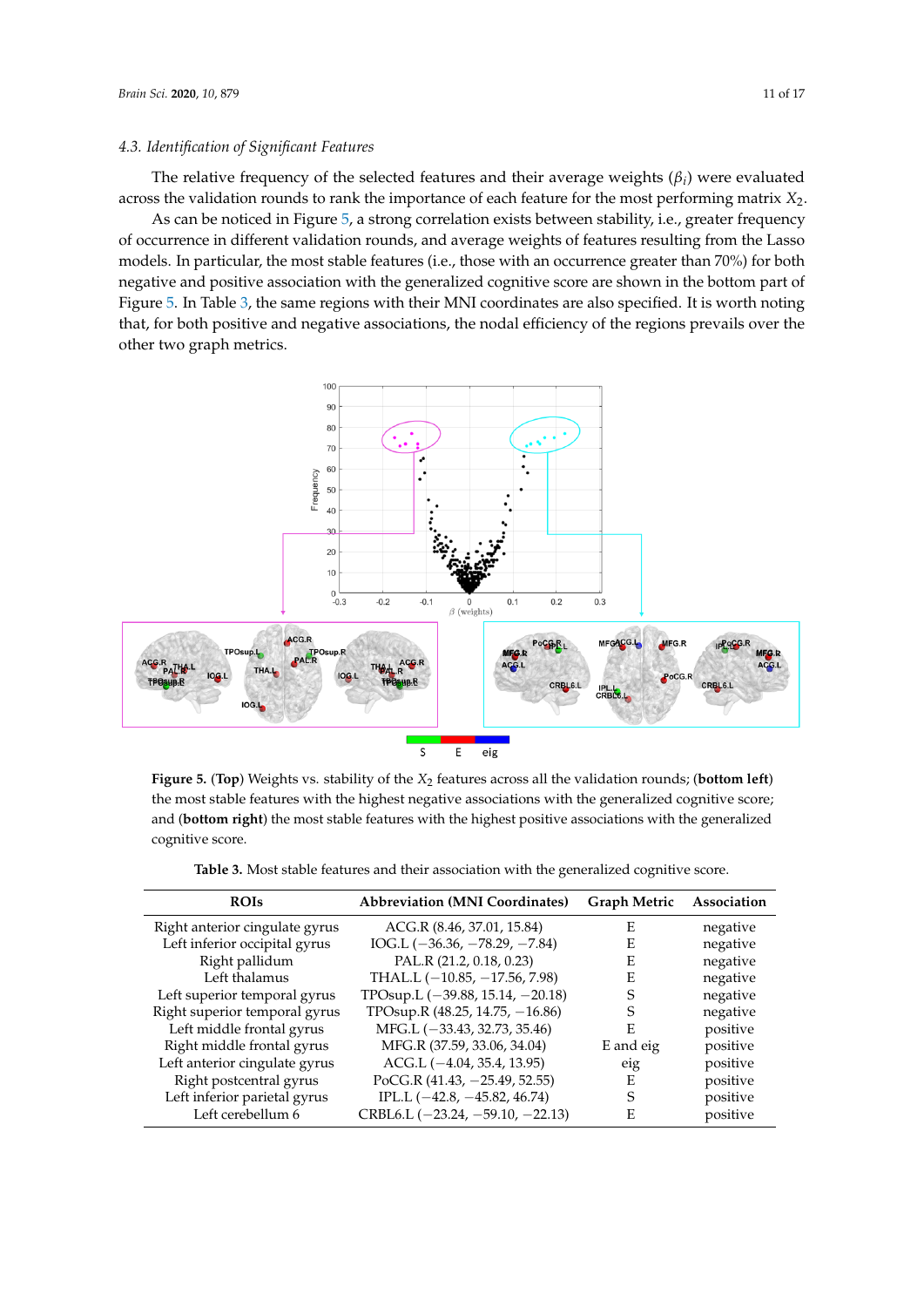### 4.3. Identification of Significant Features

The relative frequency of the selected features and their average weights ($\beta_i$) were evaluated across the validation rounds to rank the importance of each feature for the most performing matrix $X_2$.

As can be noticed in Figure 5, a strong correlation exists between stability, i.e., greater frequency of occurrence in different validation rounds, and average weights of features resulting from the Lasso models. In particular, the most stable features (i.e., those with an occurrence greater than 70%) for both negative and positive association with the generalized cognitive score are shown in the bottom part of Figure 5. In Table 3, the same regions with their MNI coordinates are also specified. It is worth noting that, for both positive and negative associations, the nodal efficiency of the regions prevails over the other two graph metrics.

**Figure 5.** (**Top**) Weights vs. stability of the $X_2$ features across all the validation rounds; (**bottom left**) the most stable features with the highest negative associations with the generalized cognitive score; and (**bottom right**) the most stable features with the highest positive associations with the generalized cognitive score.

**Table 3.** Most stable features and their association with the generalized cognitive score.

| ROIs | Abbreviation (MNI Coordinates) | Graph Metric | Association |
|---|---|---|---|
| Right anterior cingulate gyrus | ACG.R (8.46, 37.01, 15.84) | E | negative |
| Left inferior occipital gyrus | IOG.L (−36.36, −78.29, −7.84) | E | negative |
| Right pallidum | PAL.R (21.2, 0.18, 0.23) | E | negative |
| Left thalamus | THAL.L (−10.85, −17.56, 7.98) | E | negative |
| Left superior temporal gyrus | TPOsup.L (−39.88, 15.14, −20.18) | S | negative |
| Right superior temporal gyrus | TPOsup.R (48.25, 14.75, −16.86) | S | negative |
| Left middle frontal gyrus | MFG.L (−33.43, 32.73, 35.46) | E | positive |
| Right middle frontal gyrus | MFG.R (37.59, 33.06, 34.04) | E and eig | positive |
| Left anterior cingulate gyrus | ACG.L (−4.04, 35.4, 13.95) | eig | positive |
| Right postcentral gyrus | PoCG.R (41.43, −25.49, 52.55) | E | positive |
| Left inferior parietal gyrus | IPL.L (−42.8, −45.82, 46.74) | S | positive |
| Left cerebellum 6 | CRBL6.L (−23.24, −59.10, −22.13) | E | positive |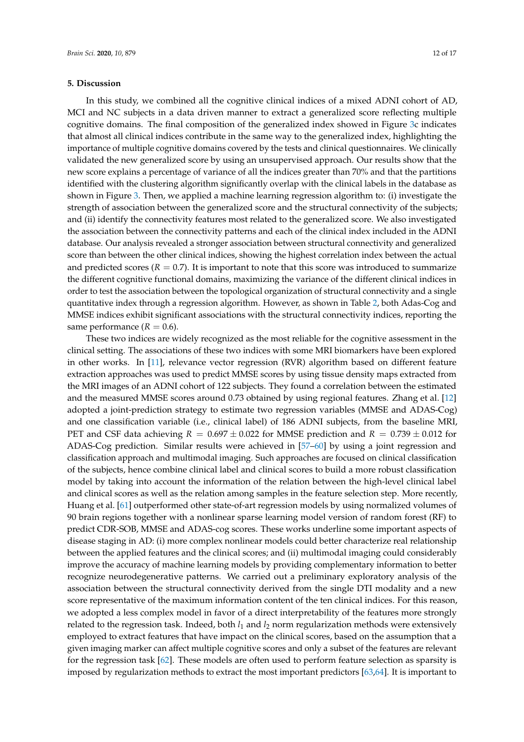## 5. Discussion

In this study, we combined all the cognitive clinical indices of a mixed ADNI cohort of AD, MCI and NC subjects in a data driven manner to extract a generalized score reflecting multiple cognitive domains. The final composition of the generalized index showed in Figure 3c indicates that almost all clinical indices contribute in the same way to the generalized index, highlighting the importance of multiple cognitive domains covered by the tests and clinical questionnaires. We clinically validated the new generalized score by using an unsupervised approach. Our results show that the new score explains a percentage of variance of all the indices greater than 70% and that the partitions identified with the clustering algorithm significantly overlap with the clinical labels in the database as shown in Figure 3. Then, we applied a machine learning regression algorithm to: (i) investigate the strength of association between the generalized score and the structural connectivity of the subjects; and (ii) identify the connectivity features most related to the generalized score. We also investigated the association between the connectivity patterns and each of the clinical index included in the ADNI database. Our analysis revealed a stronger association between structural connectivity and generalized score than between the other clinical indices, showing the highest correlation index between the actual and predicted scores ($R = 0.7$). It is important to note that this score was introduced to summarize the different cognitive functional domains, maximizing the variance of the different clinical indices in order to test the association between the topological organization of structural connectivity and a single quantitative index through a regression algorithm. However, as shown in Table 2, both Adas-Cog and MMSE indices exhibit significant associations with the structural connectivity indices, reporting the same performance ($R = 0.6$).

These two indices are widely recognized as the most reliable for the cognitive assessment in the clinical setting. The associations of these two indices with some MRI biomarkers have been explored in other works. In [11], relevance vector regression (RVR) algorithm based on different feature extraction approaches was used to predict MMSE scores by using tissue density maps extracted from the MRI images of an ADNI cohort of 122 subjects. They found a correlation between the estimated and the measured MMSE scores around 0.73 obtained by using regional features. Zhang et al. [12] adopted a joint-prediction strategy to estimate two regression variables (MMSE and ADAS-Cog) and one classification variable (i.e., clinical label) of 186 ADNI subjects, from the baseline MRI, PET and CSF data achieving $R = 0.697 \pm 0.022$ for MMSE prediction and $R = 0.739 \pm 0.012$ for ADAS-Cog prediction. Similar results were achieved in [57–60] by using a joint regression and classification approach and multimodal imaging. Such approaches are focused on clinical classification of the subjects, hence combine clinical label and clinical scores to build a more robust classification model by taking into account the information of the relation between the high-level clinical label and clinical scores as well as the relation among samples in the feature selection step. More recently, Huang et al. [61] outperformed other state-of-art regression models by using normalized volumes of 90 brain regions together with a nonlinear sparse learning model version of random forest (RF) to predict CDR-SOB, MMSE and ADAS-cog scores. These works underline some important aspects of disease staging in AD: (i) more complex nonlinear models could better characterize real relationship between the applied features and the clinical scores; and (ii) multimodal imaging could considerably improve the accuracy of machine learning models by providing complementary information to better recognize neurodegenerative patterns. We carried out a preliminary exploratory analysis of the association between the structural connectivity derived from the single DTI modality and a new score representative of the maximum information content of the ten clinical indices. For this reason, we adopted a less complex model in favor of a direct interpretability of the features more strongly related to the regression task. Indeed, both $l_1$ and $l_2$ norm regularization methods were extensively employed to extract features that have impact on the clinical scores, based on the assumption that a given imaging marker can affect multiple cognitive scores and only a subset of the features are relevant for the regression task [62]. These models are often used to perform feature selection as sparsity is imposed by regularization methods to extract the most important predictors [63,64]. It is important to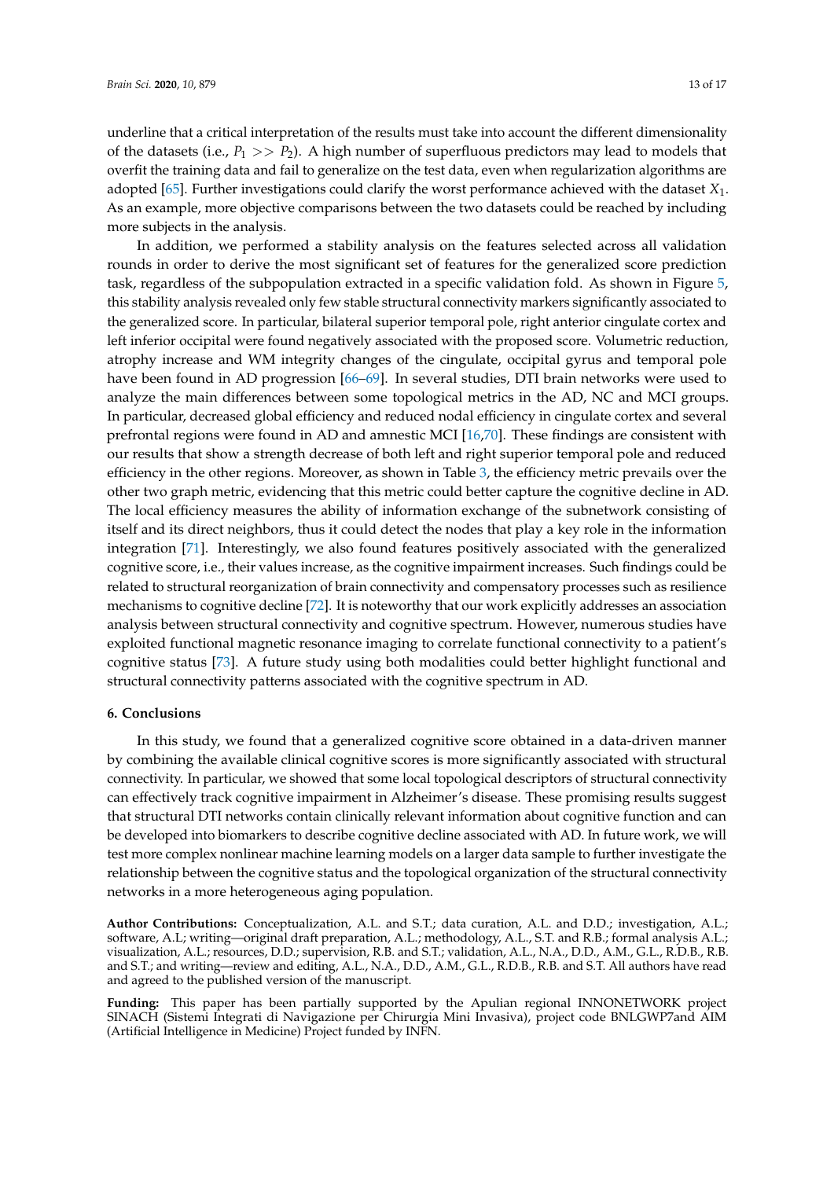underline that a critical interpretation of the results must take into account the different dimensionality of the datasets (i.e., $P_1 >> P_2$). A high number of superfluous predictors may lead to models that overfit the training data and fail to generalize on the test data, even when regularization algorithms are adopted [65]. Further investigations could clarify the worst performance achieved with the dataset $X_1$. As an example, more objective comparisons between the two datasets could be reached by including more subjects in the analysis.

In addition, we performed a stability analysis on the features selected across all validation rounds in order to derive the most significant set of features for the generalized score prediction task, regardless of the subpopulation extracted in a specific validation fold. As shown in Figure 5, this stability analysis revealed only few stable structural connectivity markers significantly associated to the generalized score. In particular, bilateral superior temporal pole, right anterior cingulate cortex and left inferior occipital were found negatively associated with the proposed score. Volumetric reduction, atrophy increase and WM integrity changes of the cingulate, occipital gyrus and temporal pole have been found in AD progression [66–69]. In several studies, DTI brain networks were used to analyze the main differences between some topological metrics in the AD, NC and MCI groups. In particular, decreased global efficiency and reduced nodal efficiency in cingulate cortex and several prefrontal regions were found in AD and amnestic MCI [16,70]. These findings are consistent with our results that show a strength decrease of both left and right superior temporal pole and reduced efficiency in the other regions. Moreover, as shown in Table 3, the efficiency metric prevails over the other two graph metric, evidencing that this metric could better capture the cognitive decline in AD. The local efficiency measures the ability of information exchange of the subnetwork consisting of itself and its direct neighbors, thus it could detect the nodes that play a key role in the information integration [71]. Interestingly, we also found features positively associated with the generalized cognitive score, i.e., their values increase, as the cognitive impairment increases. Such findings could be related to structural reorganization of brain connectivity and compensatory processes such as resilience mechanisms to cognitive decline [72]. It is noteworthy that our work explicitly addresses an association analysis between structural connectivity and cognitive spectrum. However, numerous studies have exploited functional magnetic resonance imaging to correlate functional connectivity to a patient's cognitive status [73]. A future study using both modalities could better highlight functional and structural connectivity patterns associated with the cognitive spectrum in AD.

## 6. Conclusions

In this study, we found that a generalized cognitive score obtained in a data-driven manner by combining the available clinical cognitive scores is more significantly associated with structural connectivity. In particular, we showed that some local topological descriptors of structural connectivity can effectively track cognitive impairment in Alzheimer's disease. These promising results suggest that structural DTI networks contain clinically relevant information about cognitive function and can be developed into biomarkers to describe cognitive decline associated with AD. In future work, we will test more complex nonlinear machine learning models on a larger data sample to further investigate the relationship between the cognitive status and the topological organization of the structural connectivity networks in a more heterogeneous aging population.

**Author Contributions:** Conceptualization, A.L. and S.T.; data curation, A.L. and D.D.; investigation, A.L.; software, A.L; writing—original draft preparation, A.L.; methodology, A.L., S.T. and R.B.; formal analysis A.L.; visualization, A.L.; resources, D.D.; supervision, R.B. and S.T.; validation, A.L., N.A., D.D., A.M., G.L., R.D.B., R.B. and S.T.; and writing—review and editing, A.L., N.A., D.D., A.M., G.L., R.D.B., R.B. and S.T. All authors have read and agreed to the published version of the manuscript.

**Funding:** This paper has been partially supported by the Apulian regional INNONETWORK project SINACH (Sistemi Integrati di Navigazione per Chirurgia Mini Invasiva), project code BNLGWP7and AIM (Artificial Intelligence in Medicine) Project funded by INFN.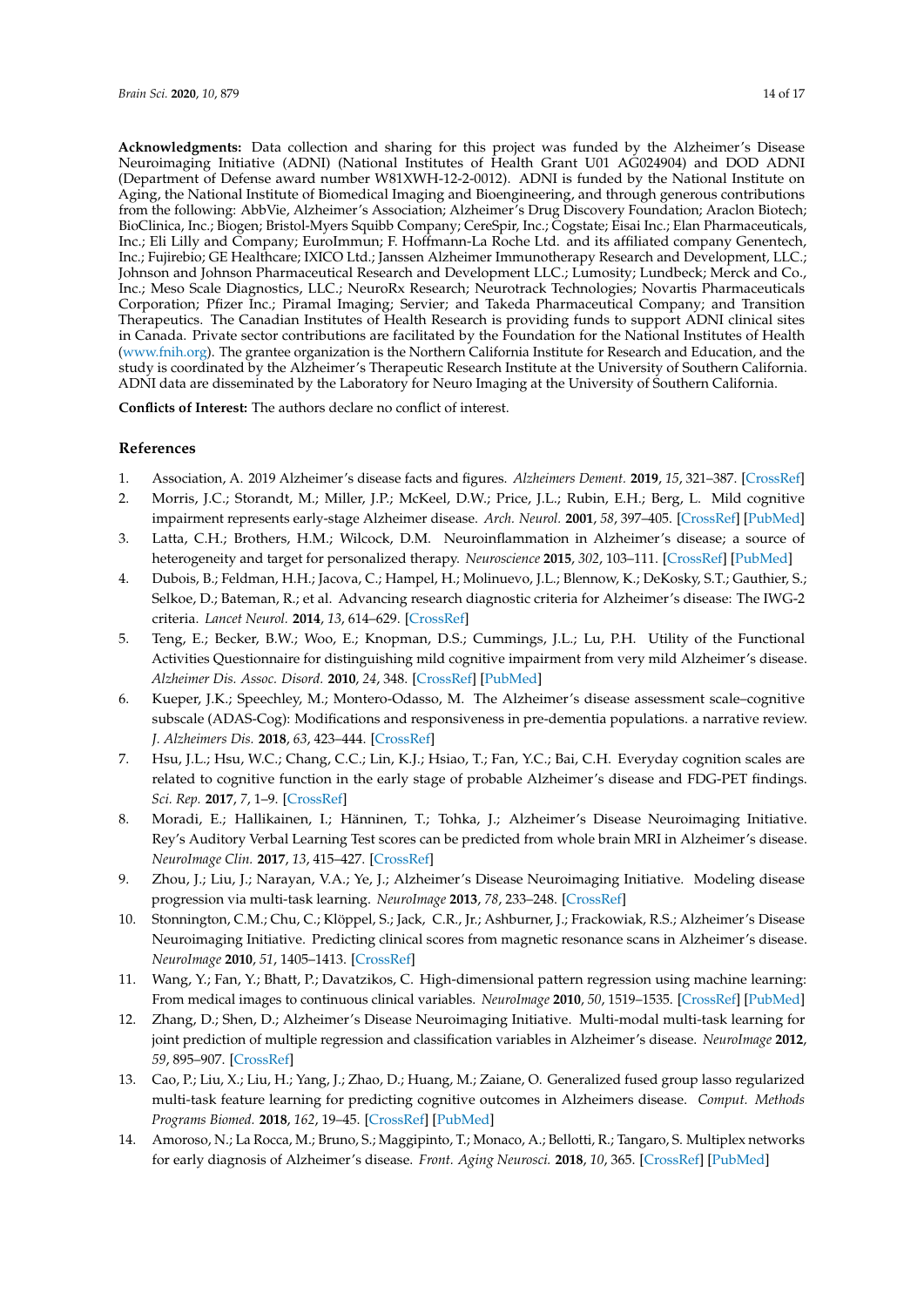**Acknowledgments:** Data collection and sharing for this project was funded by the Alzheimer's Disease Neuroimaging Initiative (ADNI) (National Institutes of Health Grant U01 AG024904) and DOD ADNI (Department of Defense award number W81XWH-12-2-0012). ADNI is funded by the National Institute on Aging, the National Institute of Biomedical Imaging and Bioengineering, and through generous contributions from the following: AbbVie, Alzheimer's Association; Alzheimer's Drug Discovery Foundation; Araclon Biotech; BioClinica, Inc.; Biogen; Bristol-Myers Squibb Company; CereSpir, Inc.; Cogstate; Eisai Inc.; Elan Pharmaceuticals, Inc.; Eli Lilly and Company; EuroImmun; F. Hoffmann-La Roche Ltd. and its affiliated company Genentech, Inc.; Fujirebio; GE Healthcare; IXICO Ltd.; Janssen Alzheimer Immunotherapy Research and Development, LLC.; Johnson and Johnson Pharmaceutical Research and Development LLC.; Lumosity; Lundbeck; Merck and Co., Inc.; Meso Scale Diagnostics, LLC.; NeuroRx Research; Neurotrack Technologies; Novartis Pharmaceuticals Corporation; Pfizer Inc.; Piramal Imaging; Servier; and Takeda Pharmaceutical Company; and Transition Therapeutics. The Canadian Institutes of Health Research is providing funds to support ADNI clinical sites in Canada. Private sector contributions are facilitated by the Foundation for the National Institutes of Health (www.fnih.org). The grantee organization is the Northern California Institute for Research and Education, and the study is coordinated by the Alzheimer's Therapeutic Research Institute at the University of Southern California. ADNI data are disseminated by the Laboratory for Neuro Imaging at the University of Southern California.

**Conflicts of Interest:** The authors declare no conflict of interest.

## References

1. Association, A. 2019 Alzheimer's disease facts and figures. *Alzheimers Dement.* **2019**, *15*, 321–387. [CrossRef]
2. Morris, J.C.; Storandt, M.; Miller, J.P.; McKeel, D.W.; Price, J.L.; Rubin, E.H.; Berg, L. Mild cognitive impairment represents early-stage Alzheimer disease. *Arch. Neurol.* **2001**, *58*, 397–405. [CrossRef] [PubMed]
3. Latta, C.H.; Brothers, H.M.; Wilcock, D.M. Neuroinflammation in Alzheimer's disease; a source of heterogeneity and target for personalized therapy. *Neuroscience* **2015**, *302*, 103–111. [CrossRef] [PubMed]
4. Dubois, B.; Feldman, H.H.; Jacova, C.; Hampel, H.; Molinuevo, J.L.; Blennow, K.; DeKosky, S.T.; Gauthier, S.; Selkoe, D.; Bateman, R.; et al. Advancing research diagnostic criteria for Alzheimer's disease: The IWG-2 criteria. *Lancet Neurol.* **2014**, *13*, 614–629. [CrossRef]
5. Teng, E.; Becker, B.W.; Woo, E.; Knopman, D.S.; Cummings, J.L.; Lu, P.H. Utility of the Functional Activities Questionnaire for distinguishing mild cognitive impairment from very mild Alzheimer's disease. *Alzheimer Dis. Assoc. Disord.* **2010**, *24*, 348. [CrossRef] [PubMed]
6. Kueper, J.K.; Speechley, M.; Montero-Odasso, M. The Alzheimer's disease assessment scale–cognitive subscale (ADAS-Cog): Modifications and responsiveness in pre-dementia populations. a narrative review. *J. Alzheimers Dis.* **2018**, *63*, 423–444. [CrossRef]
7. Hsu, J.L.; Hsu, W.C.; Chang, C.C.; Lin, K.J.; Hsiao, T.; Fan, Y.C.; Bai, C.H. Everyday cognition scales are related to cognitive function in the early stage of probable Alzheimer's disease and FDG-PET findings. *Sci. Rep.* **2017**, *7*, 1–9. [CrossRef]
8. Moradi, E.; Hallikainen, I.; Hänninen, T.; Tohka, J.; Alzheimer's Disease Neuroimaging Initiative. Rey's Auditory Verbal Learning Test scores can be predicted from whole brain MRI in Alzheimer's disease. *NeuroImage Clin.* **2017**, *13*, 415–427. [CrossRef]
9. Zhou, J.; Liu, J.; Narayan, V.A.; Ye, J.; Alzheimer's Disease Neuroimaging Initiative. Modeling disease progression via multi-task learning. *NeuroImage* **2013**, *78*, 233–248. [CrossRef]
10. Stonnington, C.M.; Chu, C.; Klöppel, S.; Jack, C.R., Jr.; Ashburner, J.; Frackowiak, R.S.; Alzheimer's Disease Neuroimaging Initiative. Predicting clinical scores from magnetic resonance scans in Alzheimer's disease. *NeuroImage* **2010**, *51*, 1405–1413. [CrossRef]
11. Wang, Y.; Fan, Y.; Bhatt, P.; Davatzikos, C. High-dimensional pattern regression using machine learning: From medical images to continuous clinical variables. *NeuroImage* **2010**, *50*, 1519–1535. [CrossRef] [PubMed]
12. Zhang, D.; Shen, D.; Alzheimer's Disease Neuroimaging Initiative. Multi-modal multi-task learning for joint prediction of multiple regression and classification variables in Alzheimer's disease. *NeuroImage* **2012**, *59*, 895–907. [CrossRef]
13. Cao, P.; Liu, X.; Liu, H.; Yang, J.; Zhao, D.; Huang, M.; Zaiane, O. Generalized fused group lasso regularized multi-task feature learning for predicting cognitive outcomes in Alzheimers disease. *Comput. Methods Programs Biomed.* **2018**, *162*, 19–45. [CrossRef] [PubMed]
14. Amoroso, N.; La Rocca, M.; Bruno, S.; Maggipinto, T.; Monaco, A.; Bellotti, R.; Tangaro, S. Multiplex networks for early diagnosis of Alzheimer's disease. *Front. Aging Neurosci.* **2018**, *10*, 365. [CrossRef] [PubMed]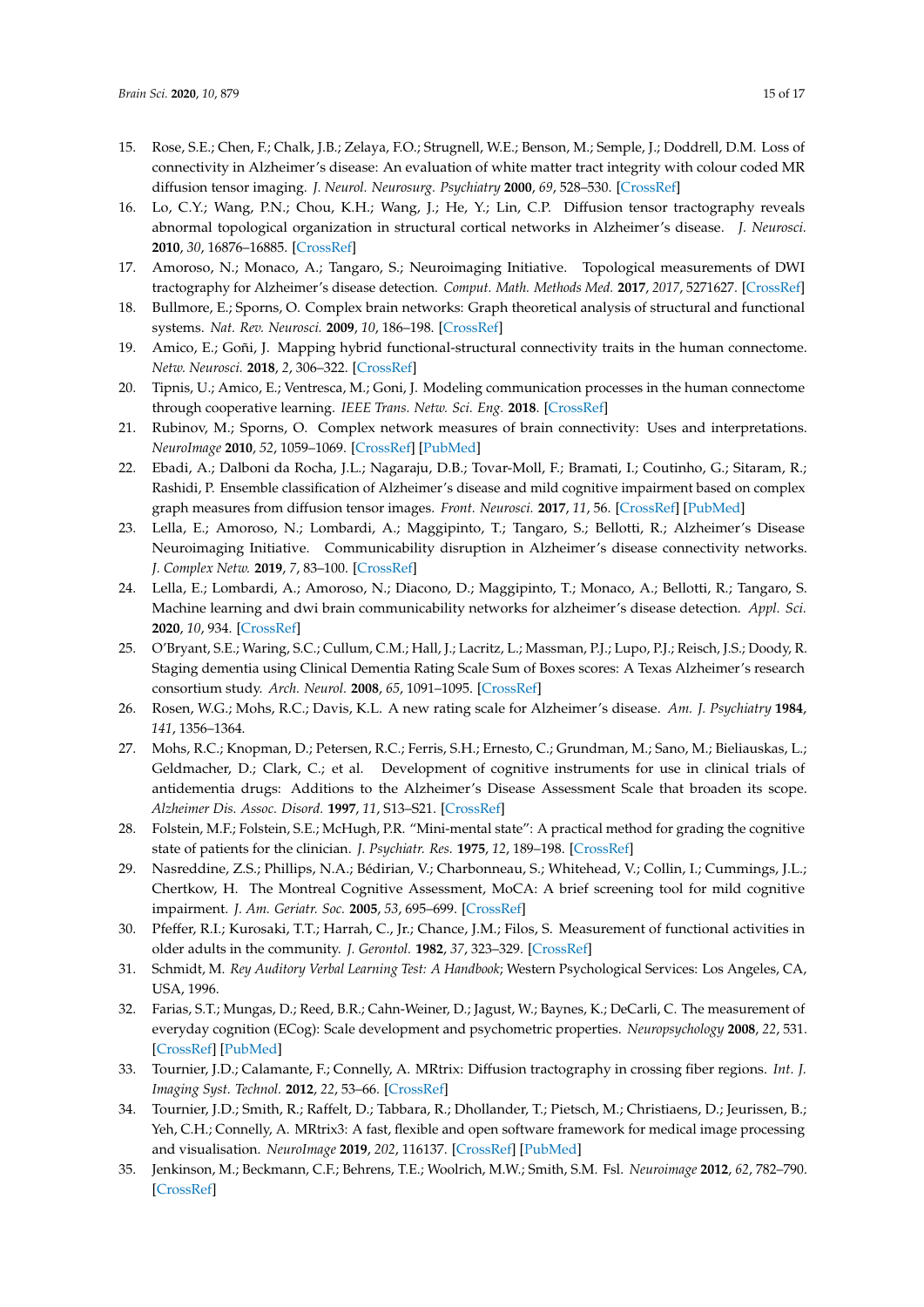15. Rose, S.E.; Chen, F.; Chalk, J.B.; Zelaya, F.O.; Strugnell, W.E.; Benson, M.; Semple, J.; Doddrell, D.M. Loss of connectivity in Alzheimer's disease: An evaluation of white matter tract integrity with colour coded MR diffusion tensor imaging. *J. Neurol. Neurosurg. Psychiatry* **2000**, *69*, 528–530. [CrossRef]
16. Lo, C.Y.; Wang, P.N.; Chou, K.H.; Wang, J.; He, Y.; Lin, C.P. Diffusion tensor tractography reveals abnormal topological organization in structural cortical networks in Alzheimer's disease. *J. Neurosci.* **2010**, *30*, 16876–16885. [CrossRef]
17. Amoroso, N.; Monaco, A.; Tangaro, S.; Neuroimaging Initiative. Topological measurements of DWI tractography for Alzheimer's disease detection. *Comput. Math. Methods Med.* **2017**, *2017*, 5271627. [CrossRef]
18. Bullmore, E.; Sporns, O. Complex brain networks: Graph theoretical analysis of structural and functional systems. *Nat. Rev. Neurosci.* **2009**, *10*, 186–198. [CrossRef]
19. Amico, E.; Goñi, J. Mapping hybrid functional-structural connectivity traits in the human connectome. *Netw. Neurosci.* **2018**, *2*, 306–322. [CrossRef]
20. Tipnis, U.; Amico, E.; Ventresca, M.; Goni, J. Modeling communication processes in the human connectome through cooperative learning. *IEEE Trans. Netw. Sci. Eng.* **2018**. [CrossRef]
21. Rubinov, M.; Sporns, O. Complex network measures of brain connectivity: Uses and interpretations. *NeuroImage* **2010**, *52*, 1059–1069. [CrossRef] [PubMed]
22. Ebadi, A.; Dalboni da Rocha, J.L.; Nagaraju, D.B.; Tovar-Moll, F.; Bramati, I.; Coutinho, G.; Sitaram, R.; Rashidi, P. Ensemble classification of Alzheimer's disease and mild cognitive impairment based on complex graph measures from diffusion tensor images. *Front. Neurosci.* **2017**, *11*, 56. [CrossRef] [PubMed]
23. Lella, E.; Amoroso, N.; Lombardi, A.; Maggipinto, T.; Tangaro, S.; Bellotti, R.; Alzheimer's Disease Neuroimaging Initiative. Communicability disruption in Alzheimer's disease connectivity networks. *J. Complex Netw.* **2019**, *7*, 83–100. [CrossRef]
24. Lella, E.; Lombardi, A.; Amoroso, N.; Diacono, D.; Maggipinto, T.; Monaco, A.; Bellotti, R.; Tangaro, S. Machine learning and dwi brain communicability networks for alzheimer's disease detection. *Appl. Sci.* **2020**, *10*, 934. [CrossRef]
25. O'Bryant, S.E.; Waring, S.C.; Cullum, C.M.; Hall, J.; Lacritz, L.; Massman, P.J.; Lupo, P.J.; Reisch, J.S.; Doody, R. Staging dementia using Clinical Dementia Rating Scale Sum of Boxes scores: A Texas Alzheimer's research consortium study. *Arch. Neurol.* **2008**, *65*, 1091–1095. [CrossRef]
26. Rosen, W.G.; Mohs, R.C.; Davis, K.L. A new rating scale for Alzheimer's disease. *Am. J. Psychiatry* **1984**, *141*, 1356–1364.
27. Mohs, R.C.; Knopman, D.; Petersen, R.C.; Ferris, S.H.; Ernesto, C.; Grundman, M.; Sano, M.; Bieliauskas, L.; Geldmacher, D.; Clark, C.; et al. Development of cognitive instruments for use in clinical trials of antidementia drugs: Additions to the Alzheimer's Disease Assessment Scale that broaden its scope. *Alzheimer Dis. Assoc. Disord.* **1997**, *11*, S13–S21. [CrossRef]
28. Folstein, M.F.; Folstein, S.E.; McHugh, P.R. "Mini-mental state": A practical method for grading the cognitive state of patients for the clinician. *J. Psychiatr. Res.* **1975**, *12*, 189–198. [CrossRef]
29. Nasreddine, Z.S.; Phillips, N.A.; Bédirian, V.; Charbonneau, S.; Whitehead, V.; Collin, I.; Cummings, J.L.; Chertkow, H. The Montreal Cognitive Assessment, MoCA: A brief screening tool for mild cognitive impairment. *J. Am. Geriatr. Soc.* **2005**, *53*, 695–699. [CrossRef]
30. Pfeffer, R.I.; Kurosaki, T.T.; Harrah, C., Jr.; Chance, J.M.; Filos, S. Measurement of functional activities in older adults in the community. *J. Gerontol.* **1982**, *37*, 323–329. [CrossRef]
31. Schmidt, M. *Rey Auditory Verbal Learning Test: A Handbook*; Western Psychological Services: Los Angeles, CA, USA, 1996.
32. Farias, S.T.; Mungas, D.; Reed, B.R.; Cahn-Weiner, D.; Jagust, W.; Baynes, K.; DeCarli, C. The measurement of everyday cognition (ECog): Scale development and psychometric properties. *Neuropsychology* **2008**, *22*, 531. [CrossRef] [PubMed]
33. Tournier, J.D.; Calamante, F.; Connelly, A. MRtrix: Diffusion tractography in crossing fiber regions. *Int. J. Imaging Syst. Technol.* **2012**, *22*, 53–66. [CrossRef]
34. Tournier, J.D.; Smith, R.; Raffelt, D.; Tabbara, R.; Dhollander, T.; Pietsch, M.; Christiaens, D.; Jeurissen, B.; Yeh, C.H.; Connelly, A. MRtrix3: A fast, flexible and open software framework for medical image processing and visualisation. *NeuroImage* **2019**, *202*, 116137. [CrossRef] [PubMed]
35. Jenkinson, M.; Beckmann, C.F.; Behrens, T.E.; Woolrich, M.W.; Smith, S.M. Fsl. *Neuroimage* **2012**, *62*, 782–790. [CrossRef]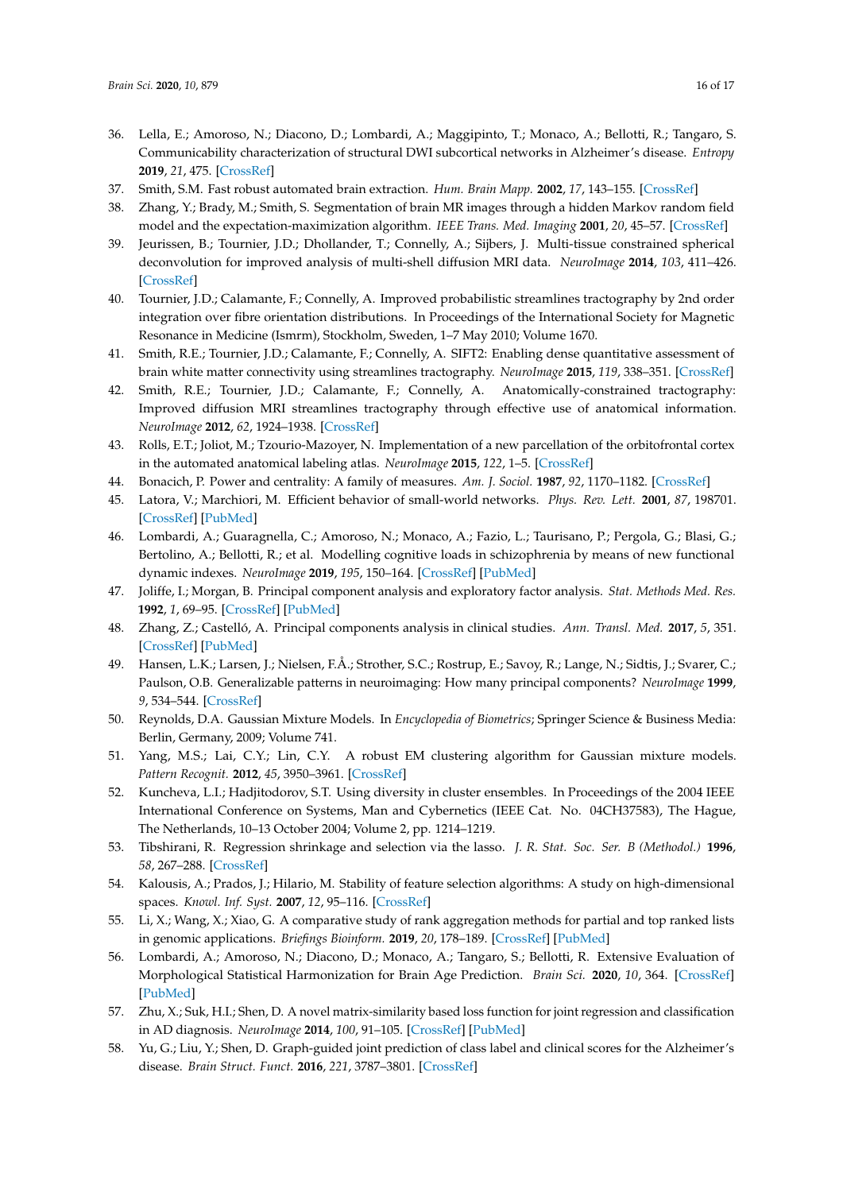36. Lella, E.; Amoroso, N.; Diacono, D.; Lombardi, A.; Maggipinto, T.; Monaco, A.; Bellotti, R.; Tangaro, S. Communicability characterization of structural DWI subcortical networks in Alzheimer's disease. *Entropy* **2019**, *21*, 475. [CrossRef]
37. Smith, S.M. Fast robust automated brain extraction. *Hum. Brain Mapp.* **2002**, *17*, 143–155. [CrossRef]
38. Zhang, Y.; Brady, M.; Smith, S. Segmentation of brain MR images through a hidden Markov random field model and the expectation-maximization algorithm. *IEEE Trans. Med. Imaging* **2001**, *20*, 45–57. [CrossRef]
39. Jeurissen, B.; Tournier, J.D.; Dhollander, T.; Connelly, A.; Sijbers, J. Multi-tissue constrained spherical deconvolution for improved analysis of multi-shell diffusion MRI data. *NeuroImage* **2014**, *103*, 411–426. [CrossRef]
40. Tournier, J.D.; Calamante, F.; Connelly, A. Improved probabilistic streamlines tractography by 2nd order integration over fibre orientation distributions. In Proceedings of the International Society for Magnetic Resonance in Medicine (Ismrm), Stockholm, Sweden, 1–7 May 2010; Volume 1670.
41. Smith, R.E.; Tournier, J.D.; Calamante, F.; Connelly, A. SIFT2: Enabling dense quantitative assessment of brain white matter connectivity using streamlines tractography. *NeuroImage* **2015**, *119*, 338–351. [CrossRef]
42. Smith, R.E.; Tournier, J.D.; Calamante, F.; Connelly, A. Anatomically-constrained tractography: Improved diffusion MRI streamlines tractography through effective use of anatomical information. *NeuroImage* **2012**, *62*, 1924–1938. [CrossRef]
43. Rolls, E.T.; Joliot, M.; Tzourio-Mazoyer, N. Implementation of a new parcellation of the orbitofrontal cortex in the automated anatomical labeling atlas. *NeuroImage* **2015**, *122*, 1–5. [CrossRef]
44. Bonacich, P. Power and centrality: A family of measures. *Am. J. Sociol.* **1987**, *92*, 1170–1182. [CrossRef]
45. Latora, V.; Marchiori, M. Efficient behavior of small-world networks. *Phys. Rev. Lett.* **2001**, *87*, 198701. [CrossRef] [PubMed]
46. Lombardi, A.; Guaragnella, C.; Amoroso, N.; Monaco, A.; Fazio, L.; Taurisano, P.; Pergola, G.; Blasi, G.; Bertolino, A.; Bellotti, R.; et al. Modelling cognitive loads in schizophrenia by means of new functional dynamic indexes. *NeuroImage* **2019**, *195*, 150–164. [CrossRef] [PubMed]
47. Joliffe, I.; Morgan, B. Principal component analysis and exploratory factor analysis. *Stat. Methods Med. Res.* **1992**, *1*, 69–95. [CrossRef] [PubMed]
48. Zhang, Z.; Castelló, A. Principal components analysis in clinical studies. *Ann. Transl. Med.* **2017**, *5*, 351. [CrossRef] [PubMed]
49. Hansen, L.K.; Larsen, J.; Nielsen, F.Å.; Strother, S.C.; Rostrup, E.; Savoy, R.; Lange, N.; Sidtis, J.; Svarer, C.; Paulson, O.B. Generalizable patterns in neuroimaging: How many principal components? *NeuroImage* **1999**, *9*, 534–544. [CrossRef]
50. Reynolds, D.A. Gaussian Mixture Models. In *Encyclopedia of Biometrics*; Springer Science & Business Media: Berlin, Germany, 2009; Volume 741.
51. Yang, M.S.; Lai, C.Y.; Lin, C.Y. A robust EM clustering algorithm for Gaussian mixture models. *Pattern Recognit.* **2012**, *45*, 3950–3961. [CrossRef]
52. Kuncheva, L.I.; Hadjitodorov, S.T. Using diversity in cluster ensembles. In Proceedings of the 2004 IEEE International Conference on Systems, Man and Cybernetics (IEEE Cat. No. 04CH37583), The Hague, The Netherlands, 10–13 October 2004; Volume 2, pp. 1214–1219.
53. Tibshirani, R. Regression shrinkage and selection via the lasso. *J. R. Stat. Soc. Ser. B (Methodol.)* **1996**, *58*, 267–288. [CrossRef]
54. Kalousis, A.; Prados, J.; Hilario, M. Stability of feature selection algorithms: A study on high-dimensional spaces. *Knowl. Inf. Syst.* **2007**, *12*, 95–116. [CrossRef]
55. Li, X.; Wang, X.; Xiao, G. A comparative study of rank aggregation methods for partial and top ranked lists in genomic applications. *Briefings Bioinform.* **2019**, *20*, 178–189. [CrossRef] [PubMed]
56. Lombardi, A.; Amoroso, N.; Diacono, D.; Monaco, A.; Tangaro, S.; Bellotti, R. Extensive Evaluation of Morphological Statistical Harmonization for Brain Age Prediction. *Brain Sci.* **2020**, *10*, 364. [CrossRef] [PubMed]
57. Zhu, X.; Suk, H.I.; Shen, D. A novel matrix-similarity based loss function for joint regression and classification in AD diagnosis. *NeuroImage* **2014**, *100*, 91–105. [CrossRef] [PubMed]
58. Yu, G.; Liu, Y.; Shen, D. Graph-guided joint prediction of class label and clinical scores for the Alzheimer's disease. *Brain Struct. Funct.* **2016**, *221*, 3787–3801. [CrossRef]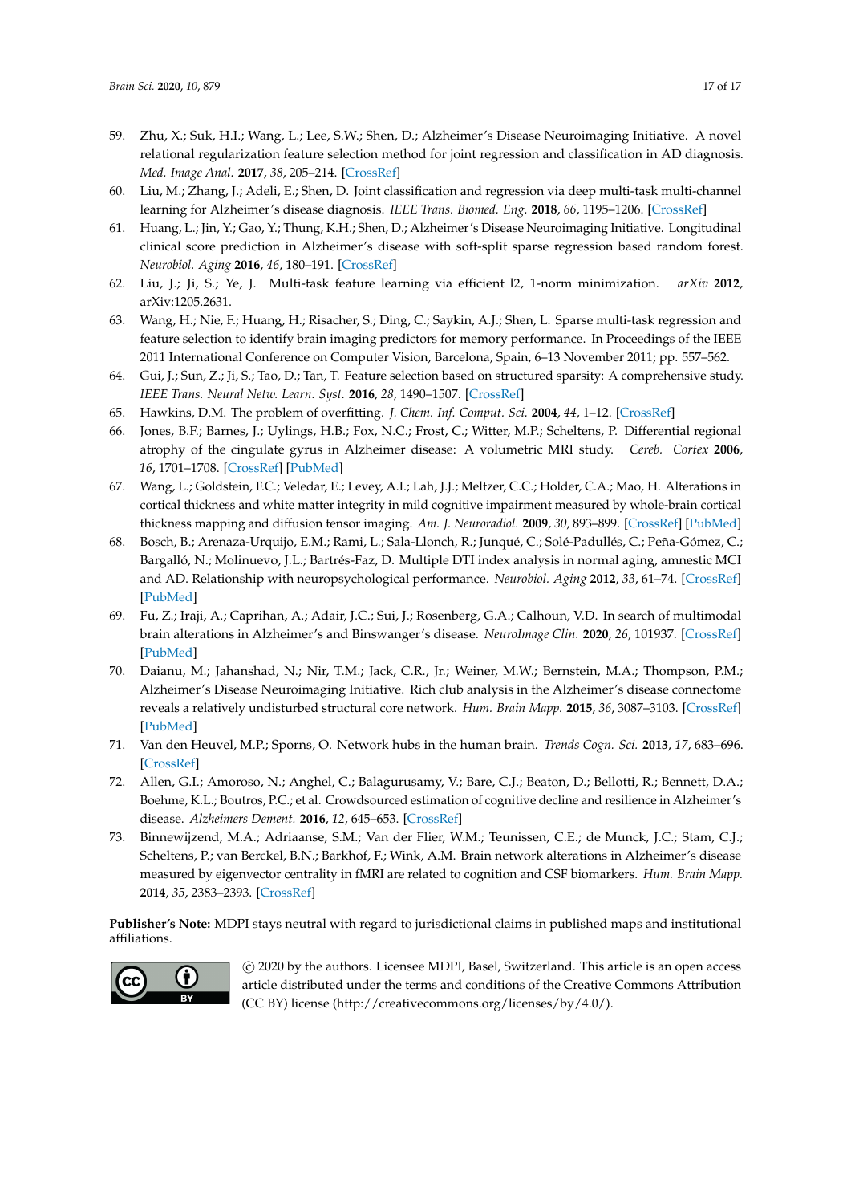59. Zhu, X.; Suk, H.I.; Wang, L.; Lee, S.W.; Shen, D.; Alzheimer's Disease Neuroimaging Initiative. A novel relational regularization feature selection method for joint regression and classification in AD diagnosis. *Med. Image Anal.* **2017**, *38*, 205–214. [CrossRef]
60. Liu, M.; Zhang, J.; Adeli, E.; Shen, D. Joint classification and regression via deep multi-task multi-channel learning for Alzheimer's disease diagnosis. *IEEE Trans. Biomed. Eng.* **2018**, *66*, 1195–1206. [CrossRef]
61. Huang, L.; Jin, Y.; Gao, Y.; Thung, K.H.; Shen, D.; Alzheimer's Disease Neuroimaging Initiative. Longitudinal clinical score prediction in Alzheimer's disease with soft-split sparse regression based random forest. *Neurobiol. Aging* **2016**, *46*, 180–191. [CrossRef]
62. Liu, J.; Ji, S.; Ye, J. Multi-task feature learning via efficient l2, 1-norm minimization. *arXiv* **2012**, arXiv:1205.2631.
63. Wang, H.; Nie, F.; Huang, H.; Risacher, S.; Ding, C.; Saykin, A.J.; Shen, L. Sparse multi-task regression and feature selection to identify brain imaging predictors for memory performance. In Proceedings of the IEEE 2011 International Conference on Computer Vision, Barcelona, Spain, 6–13 November 2011; pp. 557–562.
64. Gui, J.; Sun, Z.; Ji, S.; Tao, D.; Tan, T. Feature selection based on structured sparsity: A comprehensive study. *IEEE Trans. Neural Netw. Learn. Syst.* **2016**, *28*, 1490–1507. [CrossRef]
65. Hawkins, D.M. The problem of overfitting. *J. Chem. Inf. Comput. Sci.* **2004**, *44*, 1–12. [CrossRef]
66. Jones, B.F.; Barnes, J.; Uylings, H.B.; Fox, N.C.; Frost, C.; Witter, M.P.; Scheltens, P. Differential regional atrophy of the cingulate gyrus in Alzheimer disease: A volumetric MRI study. *Cereb. Cortex* **2006**, *16*, 1701–1708. [CrossRef] [PubMed]
67. Wang, L.; Goldstein, F.C.; Veledar, E.; Levey, A.I.; Lah, J.J.; Meltzer, C.C.; Holder, C.A.; Mao, H. Alterations in cortical thickness and white matter integrity in mild cognitive impairment measured by whole-brain cortical thickness mapping and diffusion tensor imaging. *Am. J. Neuroradiol.* **2009**, *30*, 893–899. [CrossRef] [PubMed]
68. Bosch, B.; Arenaza-Urquijo, E.M.; Rami, L.; Sala-Llonch, R.; Junqué, C.; Solé-Padullés, C.; Peña-Gómez, C.; Bargalló, N.; Molinuevo, J.L.; Bartrés-Faz, D. Multiple DTI index analysis in normal aging, amnestic MCI and AD. Relationship with neuropsychological performance. *Neurobiol. Aging* **2012**, *33*, 61–74. [CrossRef] [PubMed]
69. Fu, Z.; Iraji, A.; Caprihan, A.; Adair, J.C.; Sui, J.; Rosenberg, G.A.; Calhoun, V.D. In search of multimodal brain alterations in Alzheimer's and Binswanger's disease. *NeuroImage Clin.* **2020**, *26*, 101937. [CrossRef] [PubMed]
70. Daianu, M.; Jahanshad, N.; Nir, T.M.; Jack, C.R., Jr.; Weiner, M.W.; Bernstein, M.A.; Thompson, P.M.; Alzheimer's Disease Neuroimaging Initiative. Rich club analysis in the Alzheimer's disease connectome reveals a relatively undisturbed structural core network. *Hum. Brain Mapp.* **2015**, *36*, 3087–3103. [CrossRef] [PubMed]
71. Van den Heuvel, M.P.; Sporns, O. Network hubs in the human brain. *Trends Cogn. Sci.* **2013**, *17*, 683–696. [CrossRef]
72. Allen, G.I.; Amoroso, N.; Anghel, C.; Balagurusamy, V.; Bare, C.J.; Beaton, D.; Bellotti, R.; Bennett, D.A.; Boehme, K.L.; Boutros, P.C.; et al. Crowdsourced estimation of cognitive decline and resilience in Alzheimer's disease. *Alzheimers Dement.* **2016**, *12*, 645–653. [CrossRef]
73. Binnewijzend, M.A.; Adriaanse, S.M.; Van der Flier, W.M.; Teunissen, C.E.; de Munck, J.C.; Stam, C.J.; Scheltens, P.; van Berckel, B.N.; Barkhof, F.; Wink, A.M. Brain network alterations in Alzheimer's disease measured by eigenvector centrality in fMRI are related to cognition and CSF biomarkers. *Hum. Brain Mapp.* **2014**, *35*, 2383–2393. [CrossRef]

**Publisher's Note:** MDPI stays neutral with regard to jurisdictional claims in published maps and institutional affiliations.

© 2020 by the authors. Licensee MDPI, Basel, Switzerland. This article is an open access article distributed under the terms and conditions of the Creative Commons Attribution (CC BY) license (http://creativecommons.org/licenses/by/4.0/).